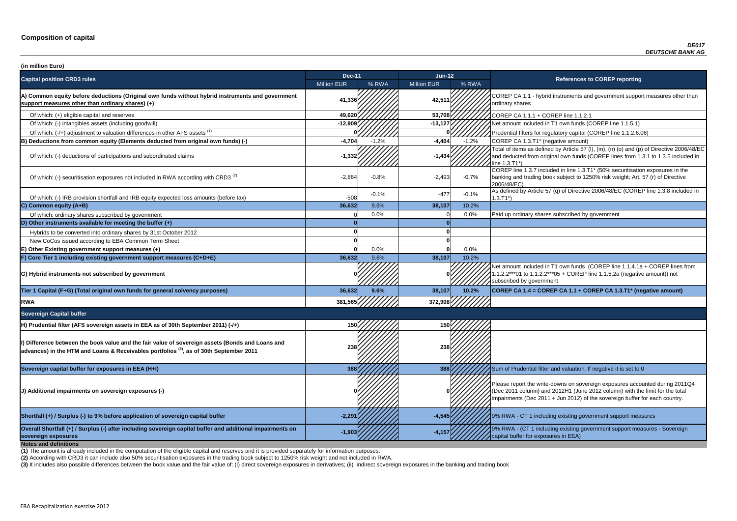# Composition of capital

*DE017*
*DEUTSCHE BANK AG*

**(in million Euro)**

| Capital position CRD3 rules | Dec-11 | | Jun-12 | | References to COREP reporting |
|---|---|---|---|---|---|
| | Million EUR | % RWA | Million EUR | % RWA | |
| **A) Common equity before deductions (Original own funds without hybrid instruments and government support measures other than ordinary shares) (+)** | **41,336** | | **42,511** | | COREP CA 1.1 - hybrid instruments and government support measures other than ordinary shares |
| Of which: (+) eligible capital and reserves | **49,620** | | **53,708** | | COREP CA 1.1.1 + COREP line 1.1.2.1 |
| Of which: (-) intangibles assets (including goodwill) | **-12,909** | | **-13,127** | | Net amount included in T1 own funds (COREP line 1.1.5.1) |
| Of which: (-/+) adjustment to valuation differences in other AFS assets [(1)] | **0** | | **0** | | Prudential filters for regulatory capital (COREP line 1.1.2.6.06) |
| **B) Deductions from common equity (Elements deducted from original own funds) (-)** | **-4,704** | -1.2% | **-4,404** | -1.2% | COREP CA 1.3.T1* (negative amount) |
| Of which: (-) deductions of participations and subordinated claims | **-1,332** | | **-1,434** | | Total of items as defined by Article 57 (l), (m), (n) (o) and (p) of Directive 2006/48/EC and deducted from original own funds (COREP lines from 1.3.1 to 1.3.5 included in line 1.3.T1*) |
| Of which: (-) securitisation exposures not included in RWA according with CRD3 [(2)] | -2,864 | -0.8% | -2,493 | -0.7% | COREP line 1.3.7 included in line 1.3.T1* (50% securitisation exposures in the banking and trading book subject to 1250% risk weight; Art. 57 (r) of Directive 2006/48/EC) |
| Of which: (-) IRB provision shortfall and IRB equity expected loss amounts (before tax) | -508 | -0.1% | -477 | -0.1% | As defined by Article 57 (q) of Directive 2006/48/EC (COREP line 1.3.8 included in 1.3.T1*) |
| **C) Common equity (A+B)** | **36,632** | 9.6% | **38,107** | 10.2% | |
| Of which: ordinary shares subscribed by government | 0 | 0.0% | 0 | 0.0% | Paid up ordinary shares subscribed by government |
| **D) Other instruments available for meeting the buffer (+)** | **0** | | **0** | | |
| Hybrids to be converted into ordinary shares by 31st October 2012 | **0** | | **0** | | |
| New CoCos issued according to EBA Common Term Sheet | **0** | | **0** | | |
| **E) Other Existing government support measures (+)** | **0** | 0.0% | **0** | 0.0% | |
| **F) Core Tier 1 including existing government support measures (C+D+E)** | **36,632** | 9.6% | **38,107** | 10.2% | |
| **G) Hybrid instruments not subscribed by government** | **0** | | **0** | | Net amount included in T1 own funds (COREP line 1.1.4.1a + COREP lines from 1.1.2.2***01 to 1.1.2.2***05 + COREP line 1.1.5.2a (negative amount)) not subscribed by government |
| **Tier 1 Capital (F+G) (Total original own funds for general solvency purposes)** | **36,632** | **9.6%** | **38,107** | **10.2%** | **COREP CA 1.4 = COREP CA 1.1 + COREP CA 1.3.T1* (negative amount)** |
| **RWA** | **381,565** | | **372,908** | | |
| **Sovereign Capital buffer** | | | | | |
| **H) Prudential filter (AFS sovereign assets in EEA as of 30th September 2011) (-/+)** | **150** | | **150** | | |
| **I) Difference between the book value and the fair value of sovereign assets (Bonds and Loans and advances) in the HTM and Loans & Receivables portfolios [(3)], as of 30th September 2011** | **238** | | **238** | | |
| **Sovereign capital buffer for exposures in EEA (H+I)** | **388** | | **388** | | Sum of Prudential filter and valuation. If negative it is set to 0 |
| **J) Additional impairments on sovereign exposures (-)** | **0** | | **0** | | Please report the write-downs on sovereign exposures accounted during 2011Q4 (Dec 2011 column) and 2012H1 (June 2012 column) with the limit for the total impairments (Dec 2011 + Jun 2012) of the sovereign buffer for each country. |
| **Shortfall (+) / Surplus (-) to 9% before application of sovereign capital buffer** | **-2,291** | | **-4,545** | | 9% RWA - CT 1 including existing government support measures |
| **Overall Shortfall (+) / Surplus (-) after including sovereign capital buffer and additional impairments on sovereign exposures** | **-1,903** | | **-4,157** | | 9% RWA - (CT 1 including existing government support measures - Sovereign capital buffer for exposures in EEA) |

**Notes and definitions**

**(1)** The amount is already included in the computation of the eligible capital and reserves and it is provided separately for information purposes.

**(2)** According with CRD3 it can include also 50% securitisation exposures in the trading book subject to 1250% risk weight and not included in RWA.

**(3)** It includes also possible differences between the book value and the fair value of: (i) direct sovereign exposures in derivatives; (ii) indirect sovereign exposures in the banking and trading book

EBA Recapitalization exercise 2012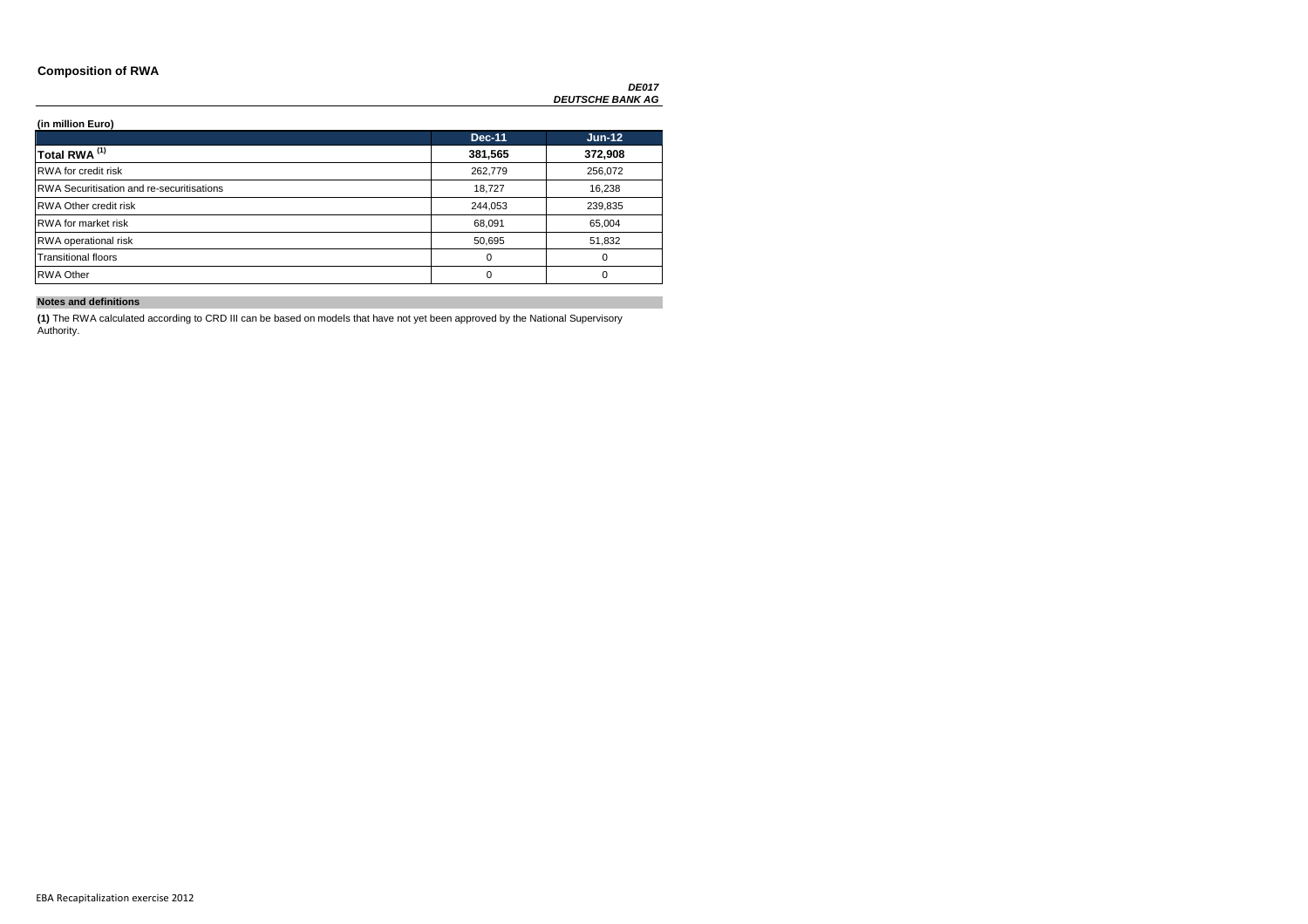## Composition of RWA

***DE017***
***DEUTSCHE BANK AG***

**(in million Euro)**

| | Dec-11 | Jun-12 |
|---|---|---|
| **Total RWA [(1)]** | **381,565** | **372,908** |
| RWA for credit risk | 262,779 | 256,072 |
| RWA Securitisation and re-securitisations | 18,727 | 16,238 |
| RWA Other credit risk | 244,053 | 239,835 |
| RWA for market risk | 68,091 | 65,004 |
| RWA operational risk | 50,695 | 51,832 |
| Transitional floors | 0 | 0 |
| RWA Other | 0 | 0 |

**Notes and definitions**

**(1)** The RWA calculated according to CRD III can be based on models that have not yet been approved by the National Supervisory Authority.

EBA Recapitalization exercise 2012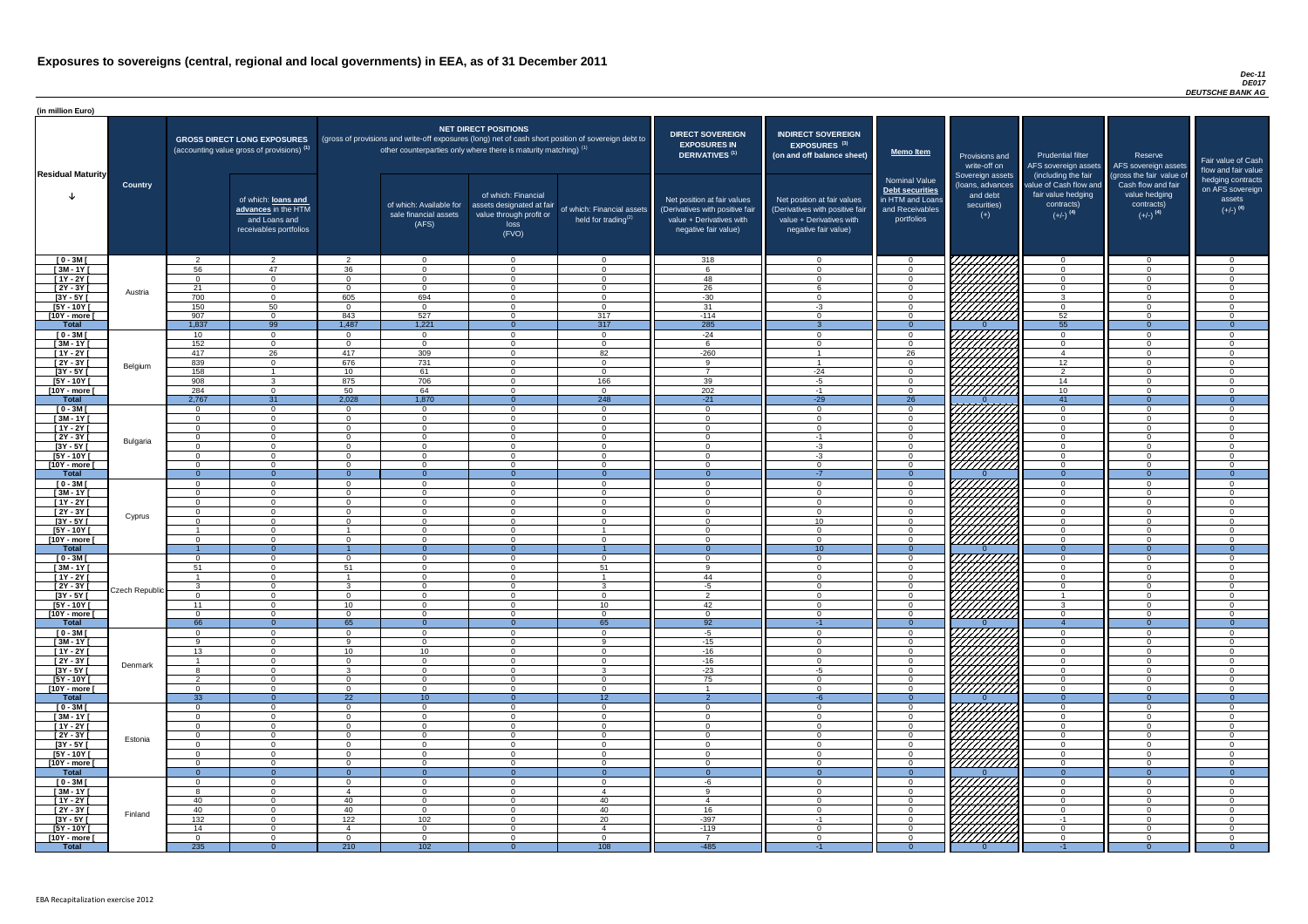# Exposures to sovereigns (central, regional and local governments) in EEA, as of 31 December 2011

*Dec-11*
*DE017*
*DEUTSCHE BANK AG*

(in million Euro)

| Residual Maturity | Country | GROSS DIRECT LONG EXPOSURES (accounting value gross of provisions) (1) | of which: loans and advances in the HTM and Loans and receivables portfolios | NET DIRECT POSITIONS (gross of provisions and write-off exposures (long) net of cash short position of sovereign debt to other counterparties only where there is maturity matching) (1) | of which: Available for sale financial assets (AFS) | of which: Financial assets designated at fair value through profit or loss (FVO) | of which: Financial assets held for trading(2) | DIRECT SOVEREIGN EXPOSURES IN DERIVATIVES (1) Net position at fair values (Derivatives with positive fair value + Derivatives with negative fair value) | INDIRECT SOVEREIGN EXPOSURES (3) (on and off balance sheet) Net position at fair values (Derivatives with positive fair value + Derivatives with negative fair value) | Memo Item: Nominal Value Debt securities in HTM and Loans and Receivables portfolios | Provisions and write-off on Sovereign assets (loans, advances and debt securities) (+) | Prudential filter AFS sovereign assets (including the fair value of Cash flow and fair value hedging contracts) (+/-) (4) | Reserve AFS sovereign assets (gross the fair value of Cash flow and fair value hedging contracts) (+/-) (4) | Fair value of Cash flow and fair value hedging contracts on AFS sovereign assets (+/-) (4) |
|---|---|---|---|---|---|---|---|---|---|---|---|---|---|---|
| [ 0 - 3M [ | Austria | 2 | 2 | 2 | 0 | 0 | 0 | 318 | 0 | 0 | | 0 | 0 | 0 |
| [ 3M - 1Y [ | | 56 | 47 | 36 | 0 | 0 | 0 | 6 | 0 | 0 | | 0 | 0 | 0 |
| [ 1Y - 2Y [ | | 0 | 0 | 0 | 0 | 0 | 0 | 48 | 0 | 0 | | 0 | 0 | 0 |
| [ 2Y - 3Y [ | | 21 | 0 | 0 | 0 | 0 | 0 | 26 | 6 | 0 | | 0 | 0 | 0 |
| [3Y - 5Y [ | | 700 | 0 | 605 | 694 | 0 | 0 | -30 | 0 | 0 | | 3 | 0 | 0 |
| [5Y - 10Y [ | | 150 | 50 | 0 | 0 | 0 | 0 | 31 | -3 | 0 | | 0 | 0 | 0 |
| [10Y - more [ | | 907 | 0 | 843 | 527 | 0 | 317 | -114 | 0 | 0 | | 52 | 0 | 0 |
| **Total** | | 1,837 | 99 | 1,487 | 1,221 | 0 | 317 | 285 | 3 | 0 | 0 | 55 | 0 | 0 |
| [ 0 - 3M [ | Belgium | 10 | 0 | 0 | 0 | 0 | 0 | -24 | 0 | 0 | | 0 | 0 | 0 |
| [ 3M - 1Y [ | | 152 | 0 | 0 | 0 | 0 | 0 | 6 | 0 | 0 | | 0 | 0 | 0 |
| [ 1Y - 2Y [ | | 417 | 26 | 417 | 309 | 0 | 82 | -260 | 1 | 26 | | 4 | 0 | 0 |
| [ 2Y - 3Y [ | | 839 | 0 | 676 | 731 | 0 | 0 | 9 | 1 | 0 | | 12 | 0 | 0 |
| [3Y - 5Y [ | | 158 | 1 | 10 | 61 | 0 | 0 | 7 | -24 | 0 | | 2 | 0 | 0 |
| [5Y - 10Y [ | | 908 | 3 | 875 | 706 | 0 | 166 | 39 | -5 | 0 | | 14 | 0 | 0 |
| [10Y - more [ | | 284 | 0 | 50 | 64 | 0 | 0 | 202 | -1 | 0 | | 10 | 0 | 0 |
| **Total** | | 2,767 | 31 | 2,028 | 1,870 | 0 | 248 | -21 | -29 | 26 | 0 | 41 | 0 | 0 |
| [ 0 - 3M [ | Bulgaria | 0 | 0 | 0 | 0 | 0 | 0 | 0 | 0 | 0 | | 0 | 0 | 0 |
| [ 3M - 1Y [ | | 0 | 0 | 0 | 0 | 0 | 0 | 0 | 0 | 0 | | 0 | 0 | 0 |
| [ 1Y - 2Y [ | | 0 | 0 | 0 | 0 | 0 | 0 | 0 | 0 | 0 | | 0 | 0 | 0 |
| [ 2Y - 3Y [ | | 0 | 0 | 0 | 0 | 0 | 0 | 0 | -1 | 0 | | 0 | 0 | 0 |
| [3Y - 5Y [ | | 0 | 0 | 0 | 0 | 0 | 0 | 0 | -3 | 0 | | 0 | 0 | 0 |
| [5Y - 10Y [ | | 0 | 0 | 0 | 0 | 0 | 0 | 0 | -3 | 0 | | 0 | 0 | 0 |
| [10Y - more [ | | 0 | 0 | 0 | 0 | 0 | 0 | 0 | 0 | 0 | | 0 | 0 | 0 |
| **Total** | | 0 | 0 | 0 | 0 | 0 | 0 | 0 | -7 | 0 | 0 | 0 | 0 | 0 |
| [ 0 - 3M [ | Cyprus | 0 | 0 | 0 | 0 | 0 | 0 | 0 | 0 | 0 | | 0 | 0 | 0 |
| [ 3M - 1Y [ | | 0 | 0 | 0 | 0 | 0 | 0 | 0 | 0 | 0 | | 0 | 0 | 0 |
| [ 1Y - 2Y [ | | 0 | 0 | 0 | 0 | 0 | 0 | 0 | 0 | 0 | | 0 | 0 | 0 |
| [ 2Y - 3Y [ | | 0 | 0 | 0 | 0 | 0 | 0 | 0 | 0 | 0 | | 0 | 0 | 0 |
| [3Y - 5Y [ | | 0 | 0 | 0 | 0 | 0 | 0 | 0 | 10 | 0 | | 0 | 0 | 0 |
| [5Y - 10Y [ | | 1 | 0 | 1 | 0 | 0 | 1 | 0 | 0 | 0 | | 0 | 0 | 0 |
| [10Y - more [ | | 0 | 0 | 0 | 0 | 0 | 0 | 0 | 0 | 0 | | 0 | 0 | 0 |
| **Total** | | 1 | 0 | 1 | 0 | 0 | 1 | 0 | 10 | 0 | 0 | 0 | 0 | 0 |
| [ 0 - 3M [ | Czech Republic | 0 | 0 | 0 | 0 | 0 | 0 | 0 | 0 | 0 | | 0 | 0 | 0 |
| [ 3M - 1Y [ | | 51 | 0 | 51 | 0 | 0 | 51 | 9 | 0 | 0 | | 0 | 0 | 0 |
| [ 1Y - 2Y [ | | 1 | 0 | 1 | 0 | 0 | 1 | 44 | 0 | 0 | | 0 | 0 | 0 |
| [ 2Y - 3Y [ | | 3 | 0 | 3 | 0 | 0 | 3 | -5 | 0 | 0 | | 0 | 0 | 0 |
| [3Y - 5Y [ | | 0 | 0 | 0 | 0 | 0 | 0 | 2 | 0 | 0 | | 1 | 0 | 0 |
| [5Y - 10Y [ | | 11 | 0 | 10 | 0 | 0 | 10 | 42 | 0 | 0 | | 3 | 0 | 0 |
| [10Y - more [ | | 0 | 0 | 0 | 0 | 0 | 0 | 0 | 0 | 0 | | 0 | 0 | 0 |
| **Total** | | 66 | 0 | 65 | 0 | 0 | 65 | 92 | -1 | 0 | 0 | 4 | 0 | 0 |
| [ 0 - 3M [ | Denmark | 0 | 0 | 0 | 0 | 0 | 0 | -5 | 0 | 0 | | 0 | 0 | 0 |
| [ 3M - 1Y [ | | 9 | 0 | 9 | 0 | 0 | 9 | -15 | 0 | 0 | | 0 | 0 | 0 |
| [ 1Y - 2Y [ | | 13 | 0 | 10 | 10 | 0 | 0 | -16 | 0 | 0 | | 0 | 0 | 0 |
| [ 2Y - 3Y [ | | 1 | 0 | 0 | 0 | 0 | 0 | -16 | 0 | 0 | | 0 | 0 | 0 |
| [3Y - 5Y [ | | 8 | 0 | 3 | 0 | 0 | 3 | -23 | -5 | 0 | | 0 | 0 | 0 |
| [5Y - 10Y [ | | 2 | 0 | 0 | 0 | 0 | 0 | 75 | 0 | 0 | | 0 | 0 | 0 |
| [10Y - more [ | | 0 | 0 | 0 | 0 | 0 | 0 | 1 | 0 | 0 | | 0 | 0 | 0 |
| **Total** | | 33 | 0 | 22 | 10 | 0 | 12 | 2 | -6 | 0 | 0 | 0 | 0 | 0 |
| [ 0 - 3M [ | Estonia | 0 | 0 | 0 | 0 | 0 | 0 | 0 | 0 | 0 | | 0 | 0 | 0 |
| [ 3M - 1Y [ | | 0 | 0 | 0 | 0 | 0 | 0 | 0 | 0 | 0 | | 0 | 0 | 0 |
| [ 1Y - 2Y [ | | 0 | 0 | 0 | 0 | 0 | 0 | 0 | 0 | 0 | | 0 | 0 | 0 |
| [ 2Y - 3Y [ | | 0 | 0 | 0 | 0 | 0 | 0 | 0 | 0 | 0 | | 0 | 0 | 0 |
| [3Y - 5Y [ | | 0 | 0 | 0 | 0 | 0 | 0 | 0 | 0 | 0 | | 0 | 0 | 0 |
| [5Y - 10Y [ | | 0 | 0 | 0 | 0 | 0 | 0 | 0 | 0 | 0 | | 0 | 0 | 0 |
| [10Y - more [ | | 0 | 0 | 0 | 0 | 0 | 0 | 0 | 0 | 0 | | 0 | 0 | 0 |
| **Total** | | 0 | 0 | 0 | 0 | 0 | 0 | 0 | 0 | 0 | 0 | 0 | 0 | 0 |
| [ 0 - 3M [ | Finland | 0 | 0 | 0 | 0 | 0 | 0 | -6 | 0 | 0 | | 0 | 0 | 0 |
| [ 3M - 1Y [ | | 8 | 0 | 4 | 0 | 0 | 4 | 9 | 0 | 0 | | 0 | 0 | 0 |
| [ 1Y - 2Y [ | | 40 | 0 | 40 | 0 | 0 | 40 | 4 | 0 | 0 | | 0 | 0 | 0 |
| [ 2Y - 3Y [ | | 40 | 0 | 40 | 0 | 0 | 40 | 16 | 0 | 0 | | 0 | 0 | 0 |
| [3Y - 5Y [ | | 132 | 0 | 122 | 102 | 0 | 20 | -397 | -1 | 0 | | -1 | 0 | 0 |
| [5Y - 10Y [ | | 14 | 0 | 4 | 0 | 0 | 4 | -119 | 0 | 0 | | 0 | 0 | 0 |
| [10Y - more [ | | 0 | 0 | 0 | 0 | 0 | 0 | 7 | 0 | 0 | | 0 | 0 | 0 |
| **Total** | | 235 | 0 | 210 | 102 | 0 | 108 | -485 | -1 | 0 | 0 | -1 | 0 | 0 |

EBA Recapitalization exercise 2012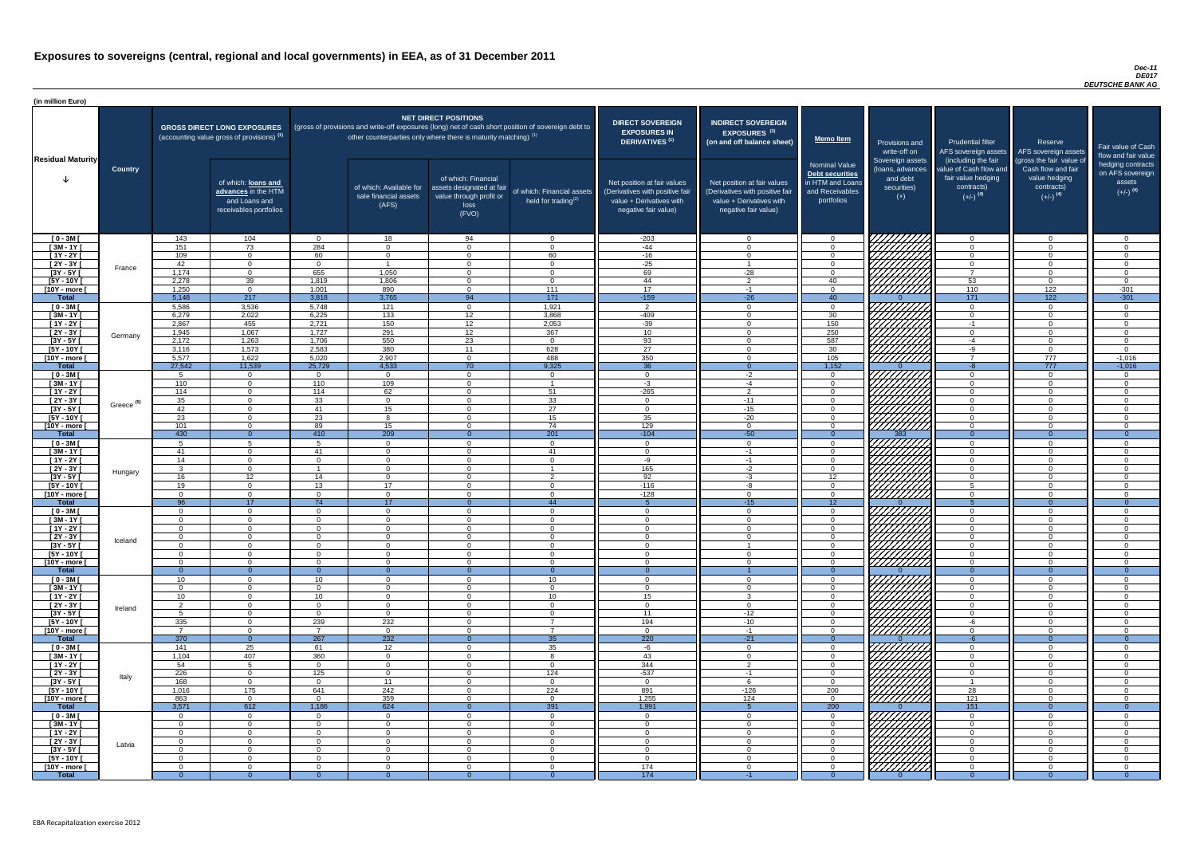# Exposures to sovereigns (central, regional and local governments) in EEA, as of 31 December 2011

*Dec-11*
*DE017*
*DEUTSCHE BANK AG*

(in million Euro)

| Residual Maturity | Country | GROSS DIRECT LONG EXPOSURES (accounting value gross of provisions) (1) | of which: loans and advances in the HTM and Loans and receivables portfolios | NET DIRECT POSITIONS (gross of provisions and write-off exposures (long) net of cash short position of sovereign debt to other counterparties only where there is maturity matching) (1) | of which: Available for sale financial assets (AFS) | of which: Financial assets designated at fair value through profit or loss (FVO) | of which: Financial assets held for trading(2) | DIRECT SOVEREIGN EXPOSURES IN DERIVATIVES (1) Net position at fair values (Derivatives with positive fair value + Derivatives with negative fair value) | INDIRECT SOVEREIGN EXPOSURES (3) (on and off balance sheet) Net position at fair values (Derivatives with positive fair value + Derivatives with negative fair value) | Memo Item: Nominal Value Debt securities in HTM and Loans and Receivables portfolios | Provisions and write-off on Sovereign assets (loans, advances and debt securities) (+) | Prudential filter AFS sovereign assets (including the fair value of Cash flow and fair value hedging contracts) (+/-) (4) | Reserve AFS sovereign assets (gross the fair value of Cash flow and fair value hedging contracts) (+/-) (4) | Fair value of Cash flow and fair value hedging contracts on AFS sovereign assets (+/-) (4) |
|---|---|---|---|---|---|---|---|---|---|---|---|---|---|---|
| [ 0 - 3M [ | France | 143 | 104 | 0 | 18 | 94 | 0 | -203 | 0 | 0 | | 0 | 0 | 0 |
| [ 3M - 1Y [ | | 151 | 73 | 284 | 0 | 0 | 0 | -44 | 0 | 0 | | 0 | 0 | 0 |
| [ 1Y - 2Y [ | | 109 | 0 | 60 | 0 | 0 | 60 | -16 | 0 | 0 | | 0 | 0 | 0 |
| [ 2Y - 3Y [ | | 42 | 0 | 0 | 1 | 0 | 0 | -25 | 1 | 0 | | 0 | 0 | 0 |
| [3Y - 5Y [ | | 1,174 | 0 | 655 | 1,050 | 0 | 0 | 69 | -28 | 0 | | 7 | 0 | 0 |
| [5Y - 10Y [ | | 2,278 | 39 | 1,819 | 1,806 | 0 | 0 | 44 | 2 | 40 | | 53 | 0 | 0 |
| [10Y - more [ | | 1,250 | 0 | 1,001 | 890 | 0 | 111 | 17 | -1 | 0 | | 110 | 122 | -301 |
| **Total** | | 5,148 | 217 | 3,818 | 3,765 | 94 | 171 | -159 | -26 | 40 | 0 | 171 | 122 | -301 |
| [ 0 - 3M [ | Germany | 5,586 | 3,536 | 5,748 | 121 | 0 | 1,921 | 2 | 0 | 0 | | 0 | 0 | 0 |
| [ 3M - 1Y [ | | 6,279 | 2,022 | 6,225 | 133 | 12 | 3,868 | -409 | 0 | 30 | | 0 | 0 | 0 |
| [ 1Y - 2Y [ | | 2,867 | 455 | 2,721 | 150 | 12 | 2,053 | -39 | 0 | 150 | | -1 | 0 | 0 |
| [ 2Y - 3Y [ | | 1,945 | 1,067 | 1,727 | 291 | 12 | 367 | 10 | 0 | 250 | | 0 | 0 | 0 |
| [3Y - 5Y [ | | 2,172 | 1,263 | 1,706 | 550 | 23 | 0 | 93 | 0 | 587 | | -4 | 0 | 0 |
| [5Y - 10Y [ | | 3,116 | 1,573 | 2,583 | 380 | 11 | 628 | 27 | 0 | 30 | | -9 | 0 | 0 |
| [10Y - more [ | | 5,577 | 1,622 | 5,020 | 2,907 | 0 | 488 | 350 | 0 | 105 | | 7 | 777 | -1,016 |
| **Total** | | 27,542 | 11,539 | 25,729 | 4,533 | 70 | 9,325 | 36 | 0 | 1,152 | 0 | -8 | 777 | -1,016 |
| [ 0 - 3M [ | Greece (5) | 5 | 0 | 0 | 0 | 0 | 0 | 0 | -2 | 0 | | 0 | 0 | 0 |
| [ 3M - 1Y [ | | 110 | 0 | 110 | 109 | 0 | 1 | -3 | -4 | 0 | | 0 | 0 | 0 |
| [ 1Y - 2Y [ | | 114 | 0 | 114 | 62 | 0 | 51 | -265 | 2 | 0 | | 0 | 0 | 0 |
| [ 2Y - 3Y [ | | 35 | 0 | 33 | 0 | 0 | 33 | 0 | -11 | 0 | | 0 | 0 | 0 |
| [3Y - 5Y [ | | 42 | 0 | 41 | 15 | 0 | 27 | 0 | -15 | 0 | | 0 | 0 | 0 |
| [5Y - 10Y [ | | 23 | 0 | 23 | 8 | 0 | 15 | 35 | -20 | 0 | | 0 | 0 | 0 |
| [10Y - more [ | | 101 | 0 | 89 | 15 | 0 | 74 | 129 | 0 | 0 | | 0 | 0 | 0 |
| **Total** | | 430 | 0 | 410 | 209 | 0 | 201 | -104 | -50 | 0 | 383 | 0 | 0 | 0 |
| [ 0 - 3M [ | Hungary | 5 | 5 | 5 | 0 | 0 | 0 | 0 | 0 | 0 | | 0 | 0 | 0 |
| [ 3M - 1Y [ | | 41 | 0 | 41 | 0 | 0 | 41 | 0 | -1 | 0 | | 0 | 0 | 0 |
| [ 1Y - 2Y [ | | 14 | 0 | 0 | 0 | 0 | 0 | -9 | -1 | 0 | | 0 | 0 | 0 |
| [ 2Y - 3Y [ | | 3 | 0 | 1 | 0 | 0 | 1 | 165 | -2 | 0 | | 0 | 0 | 0 |
| [3Y - 5Y [ | | 16 | 12 | 14 | 0 | 0 | 2 | 92 | -3 | 12 | | 0 | 0 | 0 |
| [5Y - 10Y [ | | 19 | 0 | 13 | 17 | 0 | 0 | -116 | -8 | 0 | | 5 | 0 | 0 |
| [10Y - more [ | | 0 | 0 | 0 | 0 | 0 | 0 | -128 | 0 | 0 | | 0 | 0 | 0 |
| **Total** | | 96 | 17 | 74 | 17 | 0 | 44 | 5 | -15 | 12 | 0 | 5 | 0 | 0 |
| [ 0 - 3M [ | Iceland | 0 | 0 | 0 | 0 | 0 | 0 | 0 | 0 | 0 | | 0 | 0 | 0 |
| [ 3M - 1Y [ | | 0 | 0 | 0 | 0 | 0 | 0 | 0 | 0 | 0 | | 0 | 0 | 0 |
| [ 1Y - 2Y [ | | 0 | 0 | 0 | 0 | 0 | 0 | 0 | 0 | 0 | | 0 | 0 | 0 |
| [ 2Y - 3Y [ | | 0 | 0 | 0 | 0 | 0 | 0 | 0 | 0 | 0 | | 0 | 0 | 0 |
| [3Y - 5Y [ | | 0 | 0 | 0 | 0 | 0 | 0 | 0 | 1 | 0 | | 0 | 0 | 0 |
| [5Y - 10Y [ | | 0 | 0 | 0 | 0 | 0 | 0 | 0 | 0 | 0 | | 0 | 0 | 0 |
| [10Y - more [ | | 0 | 0 | 0 | 0 | 0 | 0 | 0 | 0 | 0 | | 0 | 0 | 0 |
| **Total** | | 0 | 0 | 0 | 0 | 0 | 0 | 0 | 1 | 0 | 0 | 0 | 0 | 0 |
| [ 0 - 3M [ | Ireland | 10 | 0 | 10 | 0 | 0 | 10 | 0 | 0 | 0 | | 0 | 0 | 0 |
| [ 3M - 1Y [ | | 0 | 0 | 0 | 0 | 0 | 0 | 0 | 0 | 0 | | 0 | 0 | 0 |
| [ 1Y - 2Y [ | | 10 | 0 | 10 | 0 | 0 | 10 | 15 | 3 | 0 | | 0 | 0 | 0 |
| [ 2Y - 3Y [ | | 2 | 0 | 0 | 0 | 0 | 0 | 0 | 0 | 0 | | 0 | 0 | 0 |
| [3Y - 5Y [ | | 5 | 0 | 0 | 0 | 0 | 0 | 11 | -12 | 0 | | 0 | 0 | 0 |
| [5Y - 10Y [ | | 335 | 0 | 239 | 232 | 0 | 7 | 194 | -10 | 0 | | -6 | 0 | 0 |
| [10Y - more [ | | 7 | 0 | 7 | 0 | 0 | 7 | 0 | -1 | 0 | | 0 | 0 | 0 |
| **Total** | | 370 | 0 | 267 | 232 | 0 | 35 | 220 | -21 | 0 | 0 | -6 | 0 | 0 |
| [ 0 - 3M [ | Italy | 141 | 25 | 61 | 12 | 0 | 35 | -6 | 0 | 0 | | 0 | 0 | 0 |
| [ 3M - 1Y [ | | 1,104 | 407 | 360 | 0 | 0 | 8 | 43 | 0 | 0 | | 0 | 0 | 0 |
| [ 1Y - 2Y [ | | 54 | 5 | 0 | 0 | 0 | 0 | 344 | 2 | 0 | | 0 | 0 | 0 |
| [ 2Y - 3Y [ | | 226 | 0 | 125 | 0 | 0 | 124 | -537 | -1 | 0 | | 0 | 0 | 0 |
| [3Y - 5Y [ | | 168 | 0 | 0 | 11 | 0 | 0 | 0 | 6 | 0 | | 1 | 0 | 0 |
| [5Y - 10Y [ | | 1,016 | 175 | 641 | 242 | 0 | 224 | 891 | -126 | 200 | | 28 | 0 | 0 |
| [10Y - more [ | | 863 | 0 | 0 | 359 | 0 | 0 | 1,255 | 124 | 0 | | 121 | 0 | 0 |
| **Total** | | 3,571 | 612 | 1,186 | 624 | 0 | 391 | 1,991 | 5 | 200 | 0 | 151 | 0 | 0 |
| [ 0 - 3M [ | Latvia | 0 | 0 | 0 | 0 | 0 | 0 | 0 | 0 | 0 | | 0 | 0 | 0 |
| [ 3M - 1Y [ | | 0 | 0 | 0 | 0 | 0 | 0 | 0 | 0 | 0 | | 0 | 0 | 0 |
| [ 1Y - 2Y [ | | 0 | 0 | 0 | 0 | 0 | 0 | 0 | 0 | 0 | | 0 | 0 | 0 |
| [ 2Y - 3Y [ | | 0 | 0 | 0 | 0 | 0 | 0 | 0 | 0 | 0 | | 0 | 0 | 0 |
| [3Y - 5Y [ | | 0 | 0 | 0 | 0 | 0 | 0 | 0 | 0 | 0 | | 0 | 0 | 0 |
| [5Y - 10Y [ | | 0 | 0 | 0 | 0 | 0 | 0 | 0 | 0 | 0 | | 0 | 0 | 0 |
| [10Y - more [ | | 0 | 0 | 0 | 0 | 0 | 0 | 174 | 0 | 0 | | 0 | 0 | 0 |
| **Total** | | 0 | 0 | 0 | 0 | 0 | 0 | 174 | -1 | 0 | 0 | 0 | 0 | 0 |

EBA Recapitalization exercise 2012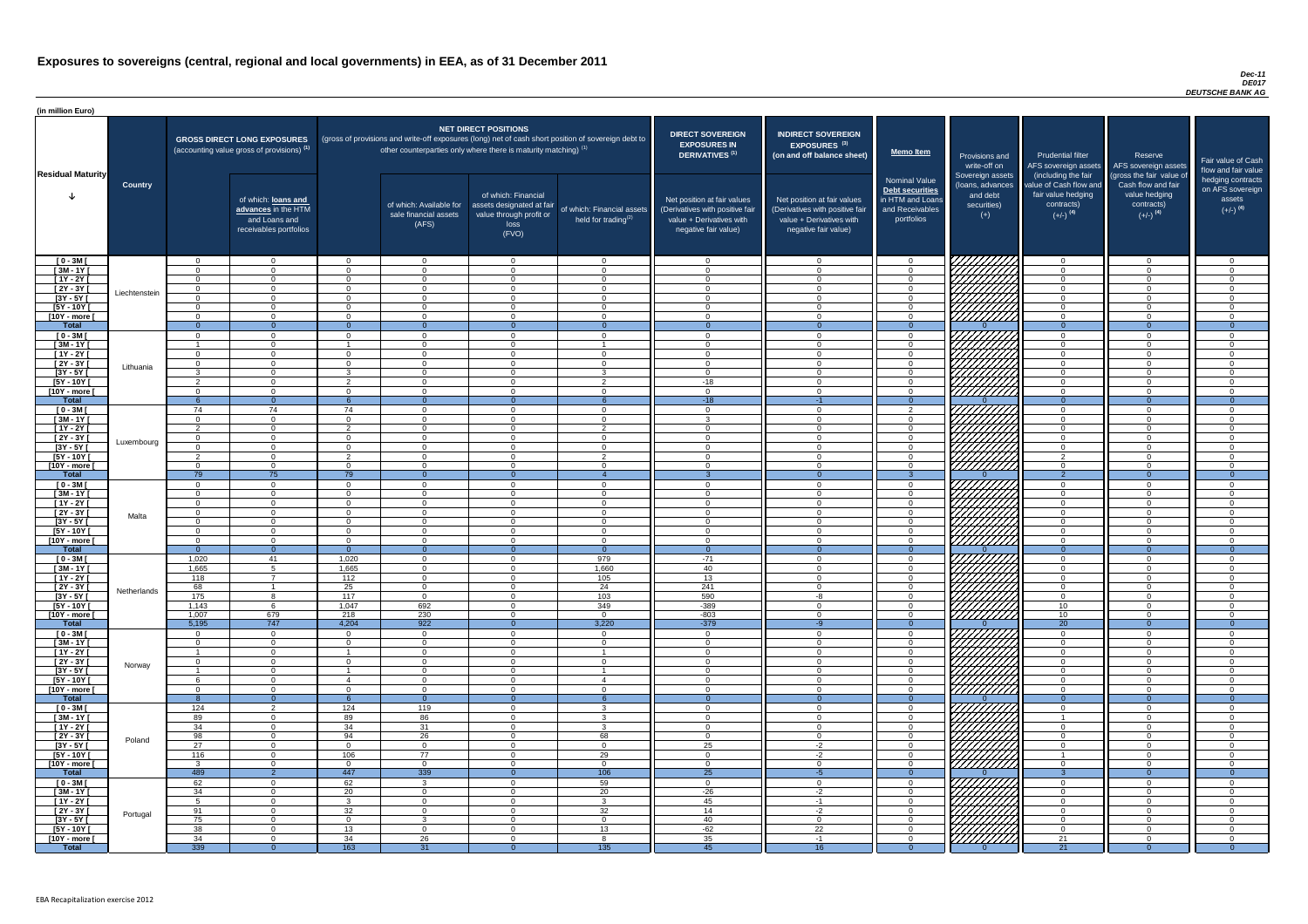# Exposures to sovereigns (central, regional and local governments) in EEA, as of 31 December 2011

*Dec-11*
*DE017*
*DEUTSCHE BANK AG*

(in million Euro)

| Residual Maturity | Country | GROSS DIRECT LONG EXPOSURES (accounting value gross of provisions) (1) | of which: loans and advances in the HTM and Loans and receivables portfolios | NET DIRECT POSITIONS (gross of provisions and write-off exposures (long) net of cash short position of sovereign debt to other counterparties only where there is maturity matching) (1) | of which: Available for sale financial assets (AFS) | of which: Financial assets designated at fair value through profit or loss (FVO) | of which: Financial assets held for trading(2) | DIRECT SOVEREIGN EXPOSURES IN DERIVATIVES (1) Net position at fair values (Derivatives with positive fair value + Derivatives with negative fair value) | INDIRECT SOVEREIGN EXPOSURES (3) (on and off balance sheet) Net position at fair values (Derivatives with positive fair value + Derivatives with negative fair value) | Memo Item: Nominal Value Debt securities in HTM and Loans and Receivables portfolios | Provisions and write-off on Sovereign assets (loans, advances and debt securities) (+) | Prudential filter AFS sovereign assets (including the fair value of Cash flow and fair value hedging contracts) (+/-) (4) | Reserve AFS sovereign assets (gross the fair value of Cash flow and fair value hedging contracts) (+/-) (4) | Fair value of Cash flow and fair value hedging contracts on AFS sovereign assets (+/-) (4) |
|---|---|---|---|---|---|---|---|---|---|---|---|---|---|---|
| [ 0 - 3M [ | Liechtenstein | 0 | 0 | 0 | 0 | 0 | 0 | 0 | 0 | 0 | | 0 | 0 | 0 |
| [ 3M - 1Y [ | | 0 | 0 | 0 | 0 | 0 | 0 | 0 | 0 | 0 | | 0 | 0 | 0 |
| [ 1Y - 2Y [ | | 0 | 0 | 0 | 0 | 0 | 0 | 0 | 0 | 0 | | 0 | 0 | 0 |
| [ 2Y - 3Y [ | | 0 | 0 | 0 | 0 | 0 | 0 | 0 | 0 | 0 | | 0 | 0 | 0 |
| [3Y - 5Y [ | | 0 | 0 | 0 | 0 | 0 | 0 | 0 | 0 | 0 | | 0 | 0 | 0 |
| [5Y - 10Y [ | | 0 | 0 | 0 | 0 | 0 | 0 | 0 | 0 | 0 | | 0 | 0 | 0 |
| [10Y - more [ | | 0 | 0 | 0 | 0 | 0 | 0 | 0 | 0 | 0 | | 0 | 0 | 0 |
| **Total** | | 0 | 0 | 0 | 0 | 0 | 0 | 0 | 0 | 0 | 0 | 0 | 0 | 0 |
| [ 0 - 3M [ | Lithuania | 0 | 0 | 0 | 0 | 0 | 0 | 0 | 0 | 0 | | 0 | 0 | 0 |
| [ 3M - 1Y [ | | 1 | 0 | 1 | 0 | 0 | 1 | 0 | 0 | 0 | | 0 | 0 | 0 |
| [ 1Y - 2Y [ | | 0 | 0 | 0 | 0 | 0 | 0 | 0 | 0 | 0 | | 0 | 0 | 0 |
| [ 2Y - 3Y [ | | 0 | 0 | 0 | 0 | 0 | 0 | 0 | 0 | 0 | | 0 | 0 | 0 |
| [3Y - 5Y [ | | 3 | 0 | 3 | 0 | 0 | 3 | 0 | 0 | 0 | | 0 | 0 | 0 |
| [5Y - 10Y [ | | 2 | 0 | 2 | 0 | 0 | 2 | -18 | 0 | 0 | | 0 | 0 | 0 |
| [10Y - more [ | | 0 | 0 | 0 | 0 | 0 | 0 | 0 | 0 | 0 | | 0 | 0 | 0 |
| **Total** | | 6 | 0 | 6 | 0 | 0 | 6 | -18 | -1 | 0 | 0 | 0 | 0 | 0 |
| [ 0 - 3M [ | Luxembourg | 74 | 74 | 74 | 0 | 0 | 0 | 0 | 0 | 2 | | 0 | 0 | 0 |
| [ 3M - 1Y [ | | 0 | 0 | 0 | 0 | 0 | 0 | 3 | 0 | 0 | | 0 | 0 | 0 |
| [ 1Y - 2Y [ | | 2 | 0 | 2 | 0 | 0 | 2 | 0 | 0 | 0 | | 0 | 0 | 0 |
| [ 2Y - 3Y [ | | 0 | 0 | 0 | 0 | 0 | 0 | 0 | 0 | 0 | | 0 | 0 | 0 |
| [3Y - 5Y [ | | 0 | 0 | 0 | 0 | 0 | 0 | 0 | 0 | 0 | | 0 | 0 | 0 |
| [5Y - 10Y [ | | 2 | 0 | 2 | 0 | 0 | 2 | 0 | 0 | 0 | | 2 | 0 | 0 |
| [10Y - more [ | | 0 | 0 | 0 | 0 | 0 | 0 | 0 | 0 | 0 | | 0 | 0 | 0 |
| **Total** | | 79 | 75 | 79 | 0 | 0 | 4 | 3 | 0 | 3 | 0 | 2 | 0 | 0 |
| [ 0 - 3M [ | Malta | 0 | 0 | 0 | 0 | 0 | 0 | 0 | 0 | 0 | | 0 | 0 | 0 |
| [ 3M - 1Y [ | | 0 | 0 | 0 | 0 | 0 | 0 | 0 | 0 | 0 | | 0 | 0 | 0 |
| [ 1Y - 2Y [ | | 0 | 0 | 0 | 0 | 0 | 0 | 0 | 0 | 0 | | 0 | 0 | 0 |
| [ 2Y - 3Y [ | | 0 | 0 | 0 | 0 | 0 | 0 | 0 | 0 | 0 | | 0 | 0 | 0 |
| [3Y - 5Y [ | | 0 | 0 | 0 | 0 | 0 | 0 | 0 | 0 | 0 | | 0 | 0 | 0 |
| [5Y - 10Y [ | | 0 | 0 | 0 | 0 | 0 | 0 | 0 | 0 | 0 | | 0 | 0 | 0 |
| [10Y - more [ | | 0 | 0 | 0 | 0 | 0 | 0 | 0 | 0 | 0 | | 0 | 0 | 0 |
| **Total** | | 0 | 0 | 0 | 0 | 0 | 0 | 0 | 0 | 0 | 0 | 0 | 0 | 0 |
| [ 0 - 3M [ | Netherlands | 1,020 | 41 | 1,020 | 0 | 0 | 979 | -71 | 0 | 0 | | 0 | 0 | 0 |
| [ 3M - 1Y [ | | 1,665 | 5 | 1,665 | 0 | 0 | 1,660 | 40 | 0 | 0 | | 0 | 0 | 0 |
| [ 1Y - 2Y [ | | 118 | 7 | 112 | 0 | 0 | 105 | 13 | 0 | 0 | | 0 | 0 | 0 |
| [ 2Y - 3Y [ | | 68 | 1 | 25 | 0 | 0 | 24 | 241 | 0 | 0 | | 0 | 0 | 0 |
| [3Y - 5Y [ | | 175 | 8 | 117 | 0 | 0 | 103 | 590 | -8 | 0 | | 0 | 0 | 0 |
| [5Y - 10Y [ | | 1,143 | 6 | 1,047 | 692 | 0 | 349 | -389 | 0 | 0 | | 10 | 0 | 0 |
| [10Y - more [ | | 1,007 | 679 | 218 | 230 | 0 | 0 | -803 | 0 | 0 | | 10 | 0 | 0 |
| **Total** | | 5,195 | 747 | 4,204 | 922 | 0 | 3,220 | -379 | -9 | 0 | 0 | 20 | 0 | 0 |
| [ 0 - 3M [ | Norway | 0 | 0 | 0 | 0 | 0 | 0 | 0 | 0 | 0 | | 0 | 0 | 0 |
| [ 3M - 1Y [ | | 0 | 0 | 0 | 0 | 0 | 0 | 0 | 0 | 0 | | 0 | 0 | 0 |
| [ 1Y - 2Y [ | | 1 | 0 | 1 | 0 | 0 | 1 | 0 | 0 | 0 | | 0 | 0 | 0 |
| [ 2Y - 3Y [ | | 0 | 0 | 0 | 0 | 0 | 0 | 0 | 0 | 0 | | 0 | 0 | 0 |
| [3Y - 5Y [ | | 1 | 0 | 1 | 0 | 0 | 1 | 0 | 0 | 0 | | 0 | 0 | 0 |
| [5Y - 10Y [ | | 6 | 0 | 4 | 0 | 0 | 4 | 0 | 0 | 0 | | 0 | 0 | 0 |
| [10Y - more [ | | 0 | 0 | 0 | 0 | 0 | 0 | 0 | 0 | 0 | | 0 | 0 | 0 |
| **Total** | | 8 | 0 | 6 | 0 | 0 | 6 | 0 | 0 | 0 | 0 | 0 | 0 | 0 |
| [ 0 - 3M [ | Poland | 124 | 2 | 124 | 119 | 0 | 3 | 0 | 0 | 0 | | 0 | 0 | 0 |
| [ 3M - 1Y [ | | 89 | 0 | 89 | 86 | 0 | 3 | 0 | 0 | 0 | | 1 | 0 | 0 |
| [ 1Y - 2Y [ | | 34 | 0 | 34 | 31 | 0 | 3 | 0 | 0 | 0 | | 0 | 0 | 0 |
| [ 2Y - 3Y [ | | 98 | 0 | 94 | 26 | 0 | 68 | 0 | 0 | 0 | | 0 | 0 | 0 |
| [3Y - 5Y [ | | 27 | 0 | 0 | 0 | 0 | 0 | 25 | -2 | 0 | | 0 | 0 | 0 |
| [5Y - 10Y [ | | 116 | 0 | 106 | 77 | 0 | 29 | 0 | -2 | 0 | | 1 | 0 | 0 |
| [10Y - more [ | | 3 | 0 | 0 | 0 | 0 | 0 | 0 | 0 | 0 | | 0 | 0 | 0 |
| **Total** | | 489 | 2 | 447 | 339 | 0 | 106 | 25 | -5 | 0 | 0 | 3 | 0 | 0 |
| [ 0 - 3M [ | Portugal | 62 | 0 | 62 | 3 | 0 | 59 | 0 | 0 | 0 | | 0 | 0 | 0 |
| [ 3M - 1Y [ | | 34 | 0 | 20 | 0 | 0 | 20 | -26 | -2 | 0 | | 0 | 0 | 0 |
| [ 1Y - 2Y [ | | 5 | 0 | 3 | 0 | 0 | 3 | 45 | -1 | 0 | | 0 | 0 | 0 |
| [ 2Y - 3Y [ | | 91 | 0 | 32 | 0 | 0 | 32 | 14 | -2 | 0 | | 0 | 0 | 0 |
| [3Y - 5Y [ | | 75 | 0 | 0 | 3 | 0 | 0 | 40 | 0 | 0 | | 0 | 0 | 0 |
| [5Y - 10Y [ | | 38 | 0 | 13 | 0 | 0 | 13 | -62 | 22 | 0 | | 0 | 0 | 0 |
| [10Y - more [ | | 34 | 0 | 34 | 26 | 0 | 8 | 35 | -1 | 0 | | 21 | 0 | 0 |
| **Total** | | 339 | 0 | 163 | 31 | 0 | 135 | 45 | 16 | 0 | 0 | 21 | 0 | 0 |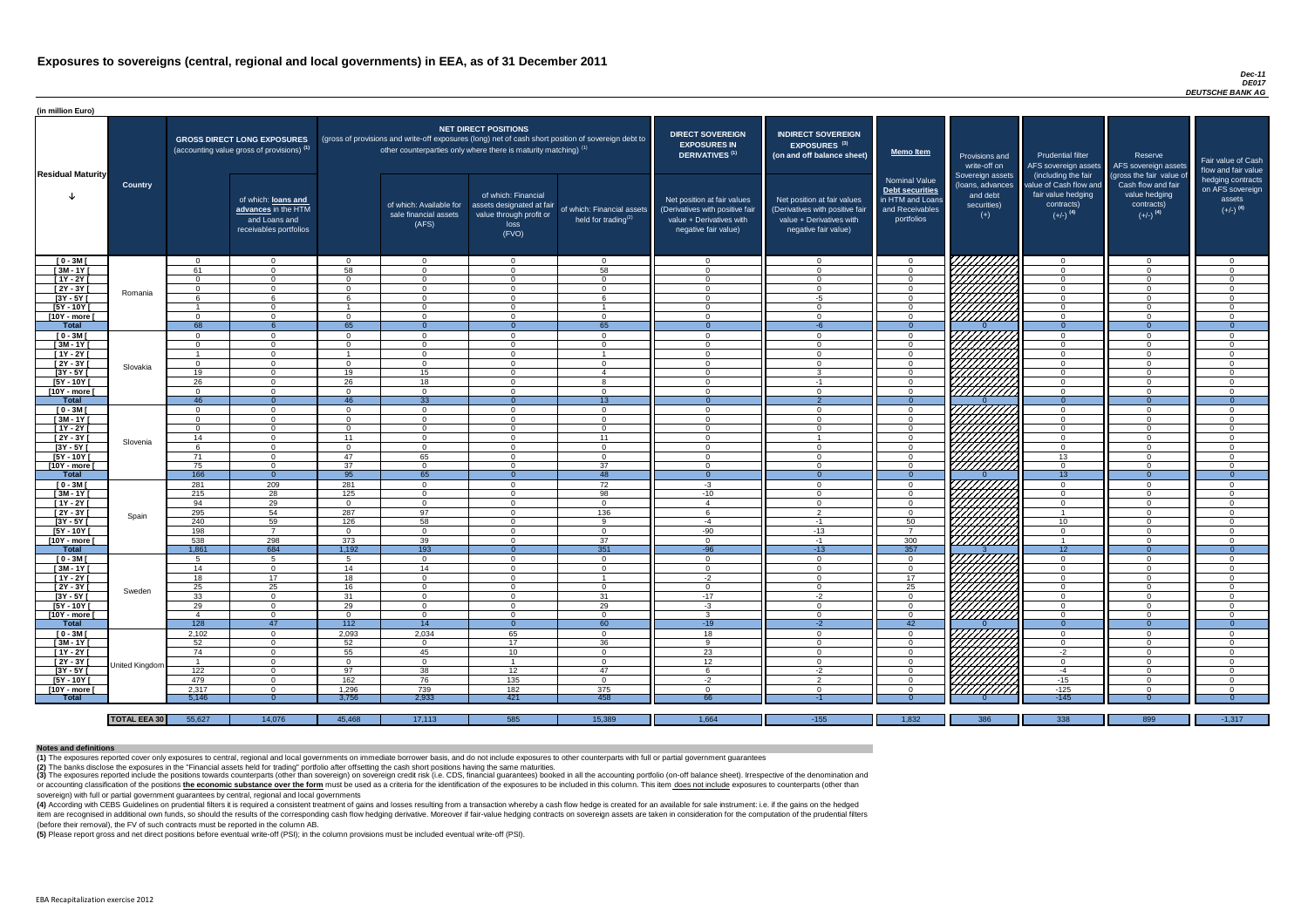# Exposures to sovereigns (central, regional and local governments) in EEA, as of 31 December 2011

*Dec-11*
*DE017*
*DEUTSCHE BANK AG*

(in million Euro)

| Residual Maturity | Country | GROSS DIRECT LONG EXPOSURES (accounting value gross of provisions) (1) | of which: loans and advances in the HTM and Loans and receivables portfolios | NET DIRECT POSITIONS (gross of provisions and write-off exposures (long) net of cash short position of sovereign debt to other counterparties only where there is maturity matching) (1) | of which: Available for sale financial assets (AFS) | of which: Financial assets designated at fair value through profit or loss (FVO) | of which: Financial assets held for trading(2) | DIRECT SOVEREIGN EXPOSURES IN DERIVATIVES (1) Net position at fair values (Derivatives with positive fair value + Derivatives with negative fair value) | INDIRECT SOVEREIGN EXPOSURES (3) (on and off balance sheet) Net position at fair values (Derivatives with positive fair value + Derivatives with negative fair value) | Memo Item Nominal Value Debt securities in HTM and Loans and Receivables portfolios | Provisions and write-off on Sovereign assets (loans, advances and debt securities) (+) | Prudential filter AFS sovereign assets (including the fair value of Cash flow and fair value hedging contracts) (+/-) (4) | Reserve AFS sovereign assets (gross the fair value of Cash flow and fair value hedging contracts) (+/-) (4) | Fair value of Cash flow and fair value hedging contracts on AFS sovereign assets (+/-) (4) |
|---|---|---|---|---|---|---|---|---|---|---|---|---|---|---|
| [ 0 - 3M [ | Romania | 0 | 0 | 0 | 0 | 0 | 0 | 0 | 0 | 0 | | 0 | 0 | 0 |
| [ 3M - 1Y [ | | 61 | 0 | 58 | 0 | 0 | 58 | 0 | 0 | 0 | | 0 | 0 | 0 |
| [ 1Y - 2Y [ | | 0 | 0 | 0 | 0 | 0 | 0 | 0 | 0 | 0 | | 0 | 0 | 0 |
| [ 2Y - 3Y [ | | 0 | 0 | 0 | 0 | 0 | 0 | 0 | 0 | 0 | | 0 | 0 | 0 |
| [3Y - 5Y [ | | 6 | 6 | 6 | 0 | 0 | 6 | 0 | -5 | 0 | | 0 | 0 | 0 |
| [5Y - 10Y [ | | 1 | 0 | 1 | 0 | 0 | 1 | 0 | 0 | 0 | | 0 | 0 | 0 |
| [10Y - more [ | | 0 | 0 | 0 | 0 | 0 | 0 | 0 | 0 | 0 | | 0 | 0 | 0 |
| **Total** | | 68 | 6 | 65 | 0 | 0 | 65 | 0 | -6 | 0 | 0 | 0 | 0 | 0 |
| [ 0 - 3M [ | Slovakia | 0 | 0 | 0 | 0 | 0 | 0 | 0 | 0 | 0 | | 0 | 0 | 0 |
| [ 3M - 1Y [ | | 0 | 0 | 0 | 0 | 0 | 0 | 0 | 0 | 0 | | 0 | 0 | 0 |
| [ 1Y - 2Y [ | | 1 | 0 | 1 | 0 | 0 | 1 | 0 | 0 | 0 | | 0 | 0 | 0 |
| [ 2Y - 3Y [ | | 0 | 0 | 0 | 0 | 0 | 0 | 0 | 0 | 0 | | 0 | 0 | 0 |
| [3Y - 5Y [ | | 19 | 0 | 19 | 15 | 0 | 4 | 0 | 3 | 0 | | 0 | 0 | 0 |
| [5Y - 10Y [ | | 26 | 0 | 26 | 18 | 0 | 8 | 0 | -1 | 0 | | 0 | 0 | 0 |
| [10Y - more [ | | 0 | 0 | 0 | 0 | 0 | 0 | 0 | 0 | 0 | | 0 | 0 | 0 |
| **Total** | | 46 | 0 | 46 | 33 | 0 | 13 | 0 | 2 | 0 | 0 | 0 | 0 | 0 |
| [ 0 - 3M [ | Slovenia | 0 | 0 | 0 | 0 | 0 | 0 | 0 | 0 | 0 | | 0 | 0 | 0 |
| [ 3M - 1Y [ | | 0 | 0 | 0 | 0 | 0 | 0 | 0 | 0 | 0 | | 0 | 0 | 0 |
| [ 1Y - 2Y [ | | 0 | 0 | 0 | 0 | 0 | 0 | 0 | 0 | 0 | | 0 | 0 | 0 |
| [ 2Y - 3Y [ | | 14 | 0 | 11 | 0 | 0 | 11 | 0 | 1 | 0 | | 0 | 0 | 0 |
| [3Y - 5Y [ | | 6 | 0 | 0 | 0 | 0 | 0 | 0 | 0 | 0 | | 0 | 0 | 0 |
| [5Y - 10Y [ | | 71 | 0 | 47 | 65 | 0 | 0 | 0 | 0 | 0 | | 13 | 0 | 0 |
| [10Y - more [ | | 75 | 0 | 37 | 0 | 0 | 37 | 0 | 0 | 0 | | 0 | 0 | 0 |
| **Total** | | 166 | 0 | 95 | 65 | 0 | 48 | 0 | 0 | 0 | 0 | 13 | 0 | 0 |
| [ 0 - 3M [ | Spain | 281 | 209 | 281 | 0 | 0 | 72 | -3 | 0 | 0 | | 0 | 0 | 0 |
| [ 3M - 1Y [ | | 215 | 28 | 125 | 0 | 0 | 98 | -10 | 0 | 0 | | 0 | 0 | 0 |
| [ 1Y - 2Y [ | | 94 | 29 | 0 | 0 | 0 | 0 | 4 | 0 | 0 | | 0 | 0 | 0 |
| [ 2Y - 3Y [ | | 295 | 54 | 287 | 97 | 0 | 136 | 6 | 2 | 0 | | 1 | 0 | 0 |
| [3Y - 5Y [ | | 240 | 59 | 126 | 58 | 0 | 9 | -4 | -1 | 50 | | 10 | 0 | 0 |
| [5Y - 10Y [ | | 198 | 7 | 0 | 0 | 0 | 0 | -90 | -13 | 7 | | 0 | 0 | 0 |
| [10Y - more [ | | 538 | 298 | 373 | 39 | 0 | 37 | 0 | -1 | 300 | | 1 | 0 | 0 |
| **Total** | | 1,861 | 684 | 1,192 | 193 | 0 | 351 | -96 | -13 | 357 | 3 | 12 | 0 | 0 |
| [ 0 - 3M [ | Sweden | 5 | 5 | 5 | 0 | 0 | 0 | 0 | 0 | 0 | | 0 | 0 | 0 |
| [ 3M - 1Y [ | | 14 | 0 | 14 | 14 | 0 | 0 | 0 | 0 | 0 | | 0 | 0 | 0 |
| [ 1Y - 2Y [ | | 18 | 17 | 18 | 0 | 0 | 1 | -2 | 0 | 17 | | 0 | 0 | 0 |
| [ 2Y - 3Y [ | | 25 | 25 | 16 | 0 | 0 | 0 | 0 | 0 | 25 | | 0 | 0 | 0 |
| [3Y - 5Y [ | | 33 | 0 | 31 | 0 | 0 | 31 | -17 | -2 | 0 | | 0 | 0 | 0 |
| [5Y - 10Y [ | | 29 | 0 | 29 | 0 | 0 | 29 | -3 | 0 | 0 | | 0 | 0 | 0 |
| [10Y - more [ | | 4 | 0 | 0 | 0 | 0 | 0 | 3 | 0 | 0 | | 0 | 0 | 0 |
| **Total** | | 128 | 47 | 112 | 14 | 0 | 60 | -19 | -2 | 42 | 0 | 0 | 0 | 0 |
| [ 0 - 3M [ | United Kingdom | 2,102 | 0 | 2,093 | 2,034 | 65 | 0 | 18 | 0 | 0 | | 0 | 0 | 0 |
| [ 3M - 1Y [ | | 52 | 0 | 52 | 0 | 17 | 36 | 9 | 0 | 0 | | 0 | 0 | 0 |
| [ 1Y - 2Y [ | | 74 | 0 | 55 | 45 | 10 | 0 | 23 | 0 | 0 | | -2 | 0 | 0 |
| [ 2Y - 3Y [ | | 1 | 0 | 0 | 0 | 1 | 0 | 12 | 0 | 0 | | 0 | 0 | 0 |
| [3Y - 5Y [ | | 122 | 0 | 97 | 38 | 12 | 47 | 6 | -2 | 0 | | -4 | 0 | 0 |
| [5Y - 10Y [ | | 479 | 0 | 162 | 76 | 135 | 0 | -2 | 2 | 0 | | -15 | 0 | 0 |
| [10Y - more [ | | 2,317 | 0 | 1,296 | 739 | 182 | 375 | 0 | 0 | 0 | | -125 | 0 | 0 |
| **Total** | | 5,146 | 0 | 3,756 | 2,933 | 421 | 458 | 66 | -1 | 0 | 0 | -145 | 0 | 0 |
| | **TOTAL EEA 30** | 55,627 | 14,076 | 45,468 | 17,113 | 585 | 15,389 | 1,664 | -155 | 1,832 | 386 | 338 | 899 | -1,317 |

**Notes and definitions**

**(1)** The exposures reported cover only exposures to central, regional and local governments on immediate borrower basis, and do not include exposures to other counterparts with full or partial government guarantees

**(2)** The banks disclose the exposures in the "Financial assets held for trading" portfolio after offsetting the cash short positions having the same maturities.

**(3)** The exposures reported include the positions towards counterparts (other than sovereign) on sovereign credit risk (i.e. CDS, financial guarantees) booked in all the accounting portfolio (on-off balance sheet). Irrespective of the denomination and or accounting classification of the positions **the economic substance over the form** must be used as a criteria for the identification of the exposures to be included in this column. This item does not include exposures to counterparts (other than sovereign) with full or partial government guarantees by central, regional and local governments

**(4)** According with CEBS Guidelines on prudential filters it is required a consistent treatment of gains and losses resulting from a transaction whereby a cash flow hedge is created for an available for sale instrument: i.e. if the gains on the hedged item are recognised in additional own funds, so should the results of the corresponding cash flow hedging derivative. Moreover if fair-value hedging contracts on sovereign assets are taken in consideration for the computation of the prudential filters (before their removal), the FV of such contracts must be reported in the column AB.

**(5)** Please report gross and net direct positions before eventual write-off (PSI); in the column provisions must be included eventual write-off (PSI).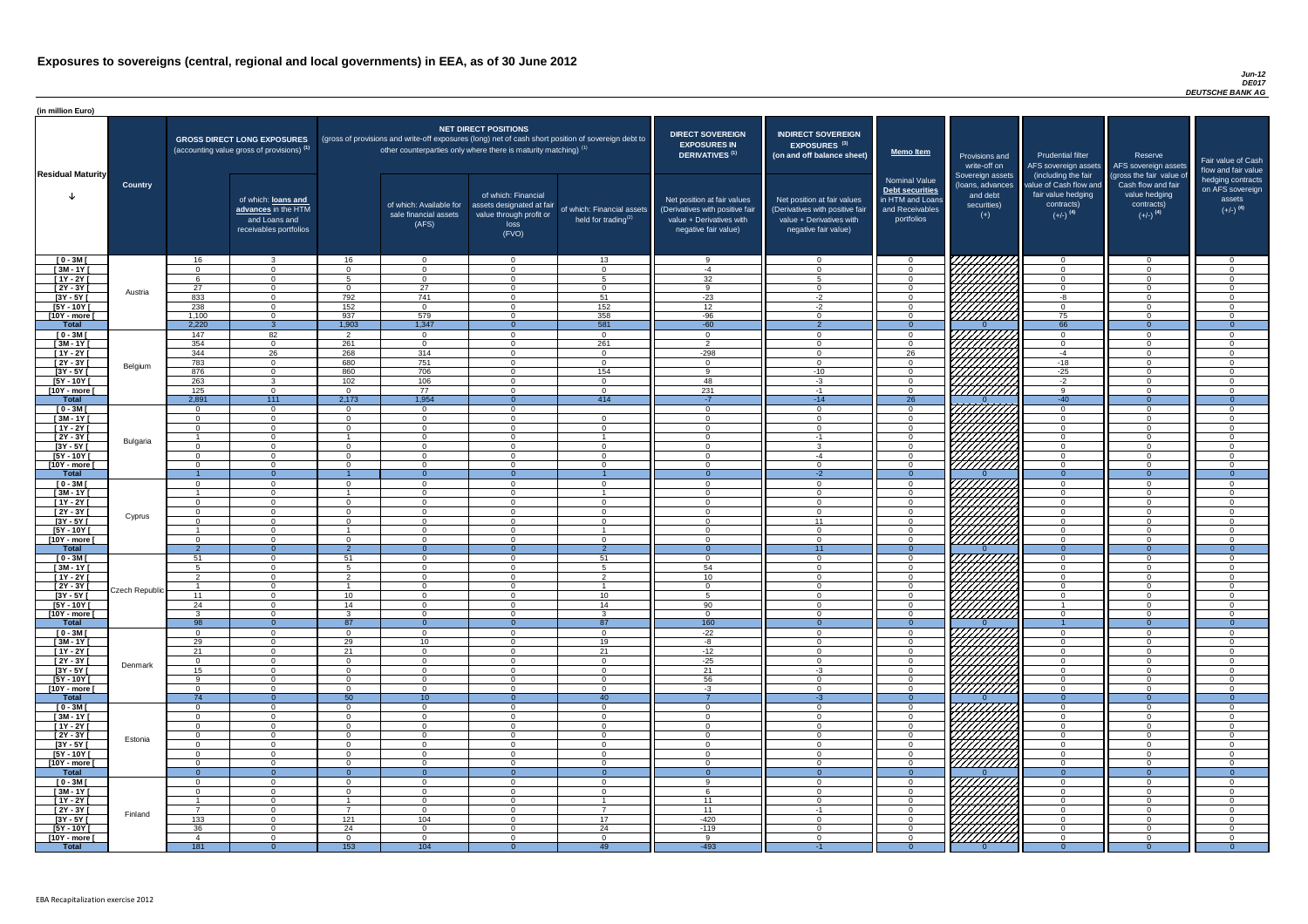# Exposures to sovereigns (central, regional and local governments) in EEA, as of 30 June 2012

*Jun-12*
*DE017*
*DEUTSCHE BANK AG*

(in million Euro)

| Residual Maturity | Country | GROSS DIRECT LONG EXPOSURES (accounting value gross of provisions) (1) | of which: loans and advances in the HTM and Loans and receivables portfolios | NET DIRECT POSITIONS (gross of provisions and write-off exposures (long) net of cash short position of sovereign debt to other counterparties only where there is maturity matching) (1) | of which: Available for sale financial assets (AFS) | of which: Financial assets designated at fair value through profit or loss (FVO) | of which: Financial assets held for trading(2) | DIRECT SOVEREIGN EXPOSURES IN DERIVATIVES (1) Net position at fair values (Derivatives with positive fair value + Derivatives with negative fair value) | INDIRECT SOVEREIGN EXPOSURES (3) (on and off balance sheet) Net position at fair values (Derivatives with positive fair value + Derivatives with negative fair value) | Memo Item: Nominal Value Debt securities in HTM and Loans and Receivables portfolios | Provisions and write-off on Sovereign assets (loans, advances and debt securities) (+) | Prudential filter AFS sovereign assets (including the fair value of Cash flow and fair value hedging contracts) (+/-) (4) | Reserve AFS sovereign assets (gross the fair value of Cash flow and fair value hedging contracts) (+/-) (4) | Fair value of Cash flow and fair value hedging contracts on AFS sovereign assets (+/-) (4) |
|---|---|---|---|---|---|---|---|---|---|---|---|---|---|---|
| [ 0 - 3M [ | Austria | 16 | 3 | 16 | 0 | 0 | 13 | 9 | 0 | 0 | | 0 | 0 | 0 |
| [ 3M - 1Y [ | | 0 | 0 | 0 | 0 | 0 | 0 | -4 | 0 | 0 | | 0 | 0 | 0 |
| [ 1Y - 2Y [ | | 6 | 0 | 5 | 0 | 0 | 5 | 32 | 5 | 0 | | 0 | 0 | 0 |
| [ 2Y - 3Y [ | | 27 | 0 | 0 | 27 | 0 | 0 | 9 | 0 | 0 | | 0 | 0 | 0 |
| [3Y - 5Y [ | | 833 | 0 | 792 | 741 | 0 | 51 | -23 | -2 | 0 | | -8 | 0 | 0 |
| [5Y - 10Y [ | | 238 | 0 | 152 | 0 | 0 | 152 | 12 | -2 | 0 | | 0 | 0 | 0 |
| [10Y - more [ | | 1,100 | 0 | 937 | 579 | 0 | 358 | -96 | 0 | 0 | | 75 | 0 | 0 |
| **Total** | | 2,220 | 3 | 1,903 | 1,347 | 0 | 581 | -60 | 2 | 0 | 0 | 66 | 0 | 0 |
| [ 0 - 3M [ | Belgium | 147 | 82 | 2 | 0 | 0 | 0 | 0 | 0 | 0 | | 0 | 0 | 0 |
| [ 3M - 1Y [ | | 354 | 0 | 261 | 0 | 0 | 261 | 2 | 0 | 0 | | 0 | 0 | 0 |
| [ 1Y - 2Y [ | | 344 | 26 | 268 | 314 | 0 | 0 | -298 | 0 | 26 | | -4 | 0 | 0 |
| [ 2Y - 3Y [ | | 783 | 0 | 680 | 751 | 0 | 0 | 0 | 0 | 0 | | -18 | 0 | 0 |
| [3Y - 5Y [ | | 876 | 0 | 860 | 706 | 0 | 154 | 9 | -10 | 0 | | -25 | 0 | 0 |
| [5Y - 10Y [ | | 263 | 3 | 102 | 106 | 0 | 0 | 48 | -3 | 0 | | -2 | 0 | 0 |
| [10Y - more [ | | 125 | 0 | 0 | 77 | 0 | 0 | 231 | -1 | 0 | | 9 | 0 | 0 |
| **Total** | | 2,891 | 111 | 2,173 | 1,954 | 0 | 414 | -7 | -14 | 26 | 0 | -40 | 0 | 0 |
| [ 0 - 3M [ | Bulgaria | 0 | 0 | 0 | 0 | 0 | | 0 | 0 | 0 | | 0 | 0 | 0 |
| [ 3M - 1Y [ | | 0 | 0 | 0 | 0 | 0 | 0 | 0 | 0 | 0 | | 0 | 0 | 0 |
| [ 1Y - 2Y [ | | 0 | 0 | 0 | 0 | 0 | 0 | 0 | 0 | 0 | | 0 | 0 | 0 |
| [ 2Y - 3Y [ | | 1 | 0 | 1 | 0 | 0 | 1 | 0 | -1 | 0 | | 0 | 0 | 0 |
| [3Y - 5Y [ | | 0 | 0 | 0 | 0 | 0 | 0 | 0 | 3 | 0 | | 0 | 0 | 0 |
| [5Y - 10Y [ | | 0 | 0 | 0 | 0 | 0 | 0 | 0 | -4 | 0 | | 0 | 0 | 0 |
| [10Y - more [ | | 0 | 0 | 0 | 0 | 0 | 0 | 0 | 0 | 0 | | 0 | 0 | 0 |
| **Total** | | 1 | 0 | 1 | 0 | 0 | 1 | 0 | -2 | 0 | 0 | 0 | 0 | 0 |
| [ 0 - 3M [ | Cyprus | 0 | 0 | 0 | 0 | 0 | 0 | 0 | 0 | 0 | | 0 | 0 | 0 |
| [ 3M - 1Y [ | | 1 | 0 | 1 | 0 | 0 | 1 | 0 | 0 | 0 | | 0 | 0 | 0 |
| [ 1Y - 2Y [ | | 0 | 0 | 0 | 0 | 0 | 0 | 0 | 0 | 0 | | 0 | 0 | 0 |
| [ 2Y - 3Y [ | | 0 | 0 | 0 | 0 | 0 | 0 | 0 | 0 | 0 | | 0 | 0 | 0 |
| [3Y - 5Y [ | | 0 | 0 | 0 | 0 | 0 | 0 | 0 | 11 | 0 | | 0 | 0 | 0 |
| [5Y - 10Y [ | | 1 | 0 | 1 | 0 | 0 | 1 | 0 | 0 | 0 | | 0 | 0 | 0 |
| [10Y - more [ | | 0 | 0 | 0 | 0 | 0 | 0 | 0 | 0 | 0 | | 0 | 0 | 0 |
| **Total** | | 2 | 0 | 2 | 0 | 0 | 2 | 0 | 11 | 0 | 0 | 0 | 0 | 0 |
| [ 0 - 3M [ | Czech Republic | 51 | 0 | 51 | 0 | 0 | 51 | 0 | 0 | 0 | | 0 | 0 | 0 |
| [ 3M - 1Y [ | | 5 | 0 | 5 | 0 | 0 | 5 | 54 | 0 | 0 | | 0 | 0 | 0 |
| [ 1Y - 2Y [ | | 2 | 0 | 2 | 0 | 0 | 2 | 10 | 0 | 0 | | 0 | 0 | 0 |
| [ 2Y - 3Y [ | | 1 | 0 | 1 | 0 | 0 | 1 | 0 | 0 | 0 | | 0 | 0 | 0 |
| [3Y - 5Y [ | | 11 | 0 | 10 | 0 | 0 | 10 | 5 | 0 | 0 | | 0 | 0 | 0 |
| [5Y - 10Y [ | | 24 | 0 | 14 | 0 | 0 | 14 | 90 | 0 | 0 | | 1 | 0 | 0 |
| [10Y - more [ | | 3 | 0 | 3 | 0 | 0 | 3 | 0 | 0 | 0 | | 0 | 0 | 0 |
| **Total** | | 98 | 0 | 87 | 0 | 0 | 87 | 160 | 0 | 0 | 0 | 1 | 0 | 0 |
| [ 0 - 3M [ | Denmark | 0 | 0 | 0 | 0 | 0 | 0 | -22 | 0 | 0 | | 0 | 0 | 0 |
| [ 3M - 1Y [ | | 29 | 0 | 29 | 10 | 0 | 19 | -8 | 0 | 0 | | 0 | 0 | 0 |
| [ 1Y - 2Y [ | | 21 | 0 | 21 | 0 | 0 | 21 | -12 | 0 | 0 | | 0 | 0 | 0 |
| [ 2Y - 3Y [ | | 0 | 0 | 0 | 0 | 0 | 0 | -25 | 0 | 0 | | 0 | 0 | 0 |
| [3Y - 5Y [ | | 15 | 0 | 0 | 0 | 0 | 0 | 21 | -3 | 0 | | 0 | 0 | 0 |
| [5Y - 10Y [ | | 9 | 0 | 0 | 0 | 0 | 0 | 56 | 0 | 0 | | 0 | 0 | 0 |
| [10Y - more [ | | 0 | 0 | 0 | 0 | 0 | 0 | -3 | 0 | 0 | | 0 | 0 | 0 |
| **Total** | | 74 | 0 | 50 | 10 | 0 | 40 | 7 | -3 | 0 | 0 | 0 | 0 | 0 |
| [ 0 - 3M [ | Estonia | 0 | 0 | 0 | 0 | 0 | 0 | 0 | 0 | 0 | | 0 | 0 | 0 |
| [ 3M - 1Y [ | | 0 | 0 | 0 | 0 | 0 | 0 | 0 | 0 | 0 | | 0 | 0 | 0 |
| [ 1Y - 2Y [ | | 0 | 0 | 0 | 0 | 0 | 0 | 0 | 0 | 0 | | 0 | 0 | 0 |
| [ 2Y - 3Y [ | | 0 | 0 | 0 | 0 | 0 | 0 | 0 | 0 | 0 | | 0 | 0 | 0 |
| [3Y - 5Y [ | | 0 | 0 | 0 | 0 | 0 | 0 | 0 | 0 | 0 | | 0 | 0 | 0 |
| [5Y - 10Y [ | | 0 | 0 | 0 | 0 | 0 | 0 | 0 | 0 | 0 | | 0 | 0 | 0 |
| [10Y - more [ | | 0 | 0 | 0 | 0 | 0 | 0 | 0 | 0 | 0 | | 0 | 0 | 0 |
| **Total** | | 0 | 0 | 0 | 0 | 0 | 0 | 0 | 0 | 0 | 0 | 0 | 0 | 0 |
| [ 0 - 3M [ | Finland | 0 | 0 | 0 | 0 | 0 | 0 | 9 | 0 | 0 | | 0 | 0 | 0 |
| [ 3M - 1Y [ | | 0 | 0 | 0 | 0 | 0 | 0 | 6 | 0 | 0 | | 0 | 0 | 0 |
| [ 1Y - 2Y [ | | 1 | 0 | 1 | 0 | 0 | 1 | 11 | 0 | 0 | | 0 | 0 | 0 |
| [ 2Y - 3Y [ | | 7 | 0 | 7 | 0 | 0 | 7 | 11 | -1 | 0 | | 0 | 0 | 0 |
| [3Y - 5Y [ | | 133 | 0 | 121 | 104 | 0 | 17 | -420 | 0 | 0 | | 0 | 0 | 0 |
| [5Y - 10Y [ | | 36 | 0 | 24 | 0 | 0 | 24 | -119 | 0 | 0 | | 0 | 0 | 0 |
| [10Y - more [ | | 4 | 0 | 0 | 0 | 0 | 0 | 9 | 0 | 0 | | 0 | 0 | 0 |
| **Total** | | 181 | 0 | 153 | 104 | 0 | 49 | -493 | -1 | 0 | 0 | 0 | 0 | 0 |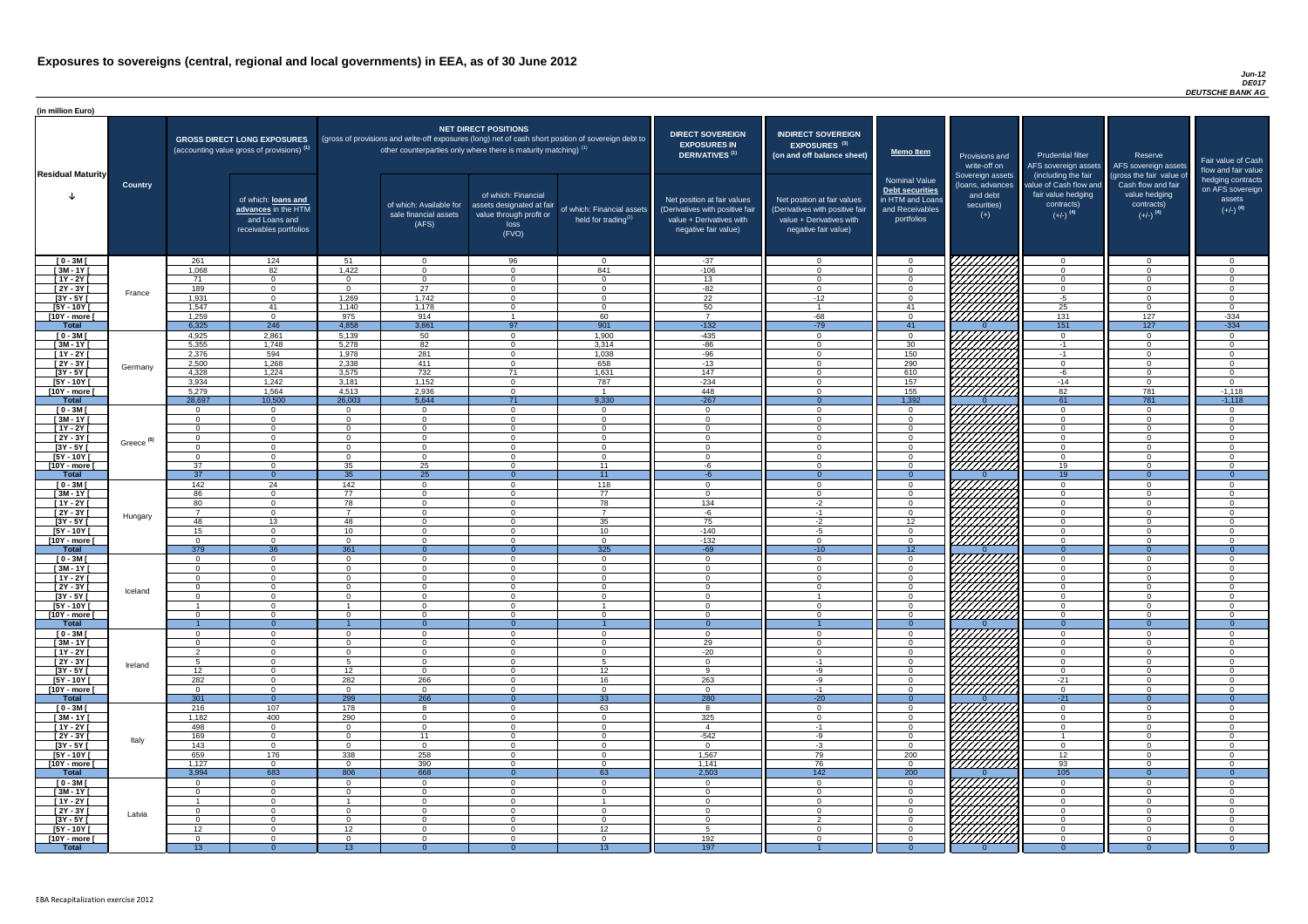# Exposures to sovereigns (central, regional and local governments) in EEA, as of 30 June 2012

*Jun-12*
*DE017*
*DEUTSCHE BANK AG*

(in million Euro)

| Residual Maturity | Country | GROSS DIRECT LONG EXPOSURES (accounting value gross of provisions) (1) | of which: loans and advances in the HTM and Loans and receivables portfolios | NET DIRECT POSITIONS (gross of provisions and write-off exposures (long) net of cash short position of sovereign debt to other counterparties only where there is maturity matching) (1) | of which: Available for sale financial assets (AFS) | of which: Financial assets designated at fair value through profit or loss (FVO) | of which: Financial assets held for trading (2) | DIRECT SOVEREIGN EXPOSURES IN DERIVATIVES (1) Net position at fair values (Derivatives with positive fair value + Derivatives with negative fair value) | INDIRECT SOVEREIGN EXPOSURES (3) (on and off balance sheet) Net position at fair values (Derivatives with positive fair value + Derivatives with negative fair value) | Memo Item: Nominal Value Debt securities in HTM and Loans and Receivables portfolios | Provisions and write-off on Sovereign assets (loans, advances and debt securities) (+) | Prudential filter AFS sovereign assets (including the fair value of Cash flow and fair value hedging contracts) (+/-) (4) | Reserve AFS sovereign assets (gross the fair value of Cash flow and fair value hedging contracts) (+/-) (4) | Fair value of Cash flow and fair value hedging contracts on AFS sovereign assets (+/-) (4) |
|---|---|---|---|---|---|---|---|---|---|---|---|---|---|---|
| [ 0 - 3M [ | France | 261 | 124 | 51 | 0 | 96 | 0 | -37 | 0 | 0 | | 0 | 0 | 0 |
| [ 3M - 1Y [ | | 1,068 | 82 | 1,422 | 0 | 0 | 841 | -106 | 0 | 0 | | 0 | 0 | 0 |
| [ 1Y - 2Y [ | | 71 | 0 | 0 | 0 | 0 | 0 | 13 | 0 | 0 | | 0 | 0 | 0 |
| [ 2Y - 3Y [ | | 189 | 0 | 0 | 27 | 0 | 0 | -82 | 0 | 0 | | 0 | 0 | 0 |
| [3Y - 5Y [ | | 1,931 | 0 | 1,269 | 1,742 | 0 | 0 | 22 | -12 | 0 | | -5 | 0 | 0 |
| [5Y - 10Y [ | | 1,547 | 41 | 1,140 | 1,178 | 0 | 0 | 50 | 1 | 41 | | 25 | 0 | 0 |
| [10Y - more [ | | 1,259 | 0 | 975 | 914 | 1 | 60 | 7 | -68 | 0 | | 131 | 127 | -334 |
| **Total** | | 6,325 | 246 | 4,858 | 3,861 | 97 | 901 | -132 | -79 | 41 | 0 | 151 | 127 | -334 |
| [ 0 - 3M [ | Germany | 4,925 | 2,861 | 5,139 | 50 | 0 | 1,900 | -435 | 0 | 0 | | 0 | 0 | 0 |
| [ 3M - 1Y [ | | 5,355 | 1,748 | 5,278 | 82 | 0 | 3,314 | -86 | 0 | 30 | | -1 | 0 | 0 |
| [ 1Y - 2Y [ | | 2,376 | 594 | 1,978 | 281 | 0 | 1,038 | -96 | 0 | 150 | | -1 | 0 | 0 |
| [ 2Y - 3Y [ | | 2,500 | 1,268 | 2,338 | 411 | 0 | 658 | -13 | 0 | 290 | | 0 | 0 | 0 |
| [3Y - 5Y [ | | 4,328 | 1,224 | 3,575 | 732 | 71 | 1,631 | 147 | 0 | 610 | | -6 | 0 | 0 |
| [5Y - 10Y [ | | 3,934 | 1,242 | 3,181 | 1,152 | 0 | 787 | -234 | 0 | 157 | | -14 | 0 | 0 |
| [10Y - more [ | | 5,279 | 1,564 | 4,513 | 2,936 | 0 | 1 | 448 | 0 | 155 | | 82 | 781 | -1,118 |
| **Total** | | 28,697 | 10,500 | 26,003 | 5,644 | 71 | 9,330 | -267 | 0 | 1,392 | 0 | 61 | 781 | -1,118 |
| [ 0 - 3M [ | Greece (5) | 0 | 0 | 0 | 0 | 0 | 0 | 0 | 0 | 0 | | 0 | 0 | 0 |
| [ 3M - 1Y [ | | 0 | 0 | 0 | 0 | 0 | 0 | 0 | 0 | 0 | | 0 | 0 | 0 |
| [ 1Y - 2Y [ | | 0 | 0 | 0 | 0 | 0 | 0 | 0 | 0 | 0 | | 0 | 0 | 0 |
| [ 2Y - 3Y [ | | 0 | 0 | 0 | 0 | 0 | 0 | 0 | 0 | 0 | | 0 | 0 | 0 |
| [3Y - 5Y [ | | 0 | 0 | 0 | 0 | 0 | 0 | 0 | 0 | 0 | | 0 | 0 | 0 |
| [5Y - 10Y [ | | 0 | 0 | 0 | 0 | 0 | 0 | 0 | 0 | 0 | | 0 | 0 | 0 |
| [10Y - more [ | | 37 | 0 | 35 | 25 | 0 | 11 | -6 | 0 | 0 | | 19 | 0 | 0 |
| **Total** | | 37 | 0 | 35 | 25 | 0 | 11 | -6 | 0 | 0 | 0 | 19 | 0 | 0 |
| [ 0 - 3M [ | Hungary | 142 | 24 | 142 | 0 | 0 | 118 | 0 | 0 | 0 | | 0 | 0 | 0 |
| [ 3M - 1Y [ | | 86 | 0 | 77 | 0 | 0 | 77 | 0 | 0 | 0 | | 0 | 0 | 0 |
| [ 1Y - 2Y [ | | 80 | 0 | 78 | 0 | 0 | 78 | 134 | -2 | 0 | | 0 | 0 | 0 |
| [ 2Y - 3Y [ | | 7 | 0 | 7 | 0 | 0 | 7 | -6 | -1 | 0 | | 0 | 0 | 0 |
| [3Y - 5Y [ | | 48 | 13 | 48 | 0 | 0 | 35 | 75 | -2 | 12 | | 0 | 0 | 0 |
| [5Y - 10Y [ | | 15 | 0 | 10 | 0 | 0 | 10 | -140 | -5 | 0 | | 0 | 0 | 0 |
| [10Y - more [ | | 0 | 0 | 0 | 0 | 0 | 0 | -132 | 0 | 0 | | 0 | 0 | 0 |
| **Total** | | 379 | 36 | 361 | 0 | 0 | 325 | -69 | -10 | 12 | 0 | 0 | 0 | 0 |
| [ 0 - 3M [ | Iceland | 0 | 0 | 0 | 0 | 0 | 0 | 0 | 0 | 0 | | 0 | 0 | 0 |
| [ 3M - 1Y [ | | 0 | 0 | 0 | 0 | 0 | 0 | 0 | 0 | 0 | | 0 | 0 | 0 |
| [ 1Y - 2Y [ | | 0 | 0 | 0 | 0 | 0 | 0 | 0 | 0 | 0 | | 0 | 0 | 0 |
| [ 2Y - 3Y [ | | 0 | 0 | 0 | 0 | 0 | 0 | 0 | 0 | 0 | | 0 | 0 | 0 |
| [3Y - 5Y [ | | 0 | 0 | 0 | 0 | 0 | 0 | 0 | 1 | 0 | | 0 | 0 | 0 |
| [5Y - 10Y [ | | 1 | 0 | 1 | 0 | 0 | 1 | 0 | 0 | 0 | | 0 | 0 | 0 |
| [10Y - more [ | | 0 | 0 | 0 | 0 | 0 | 0 | 0 | 0 | 0 | | 0 | 0 | 0 |
| **Total** | | 1 | 0 | 1 | 0 | 0 | 1 | 0 | 1 | 0 | 0 | 0 | 0 | 0 |
| [ 0 - 3M [ | Ireland | 0 | 0 | 0 | 0 | 0 | 0 | 0 | 0 | 0 | | 0 | 0 | 0 |
| [ 3M - 1Y [ | | 0 | 0 | 0 | 0 | 0 | 0 | 29 | 0 | 0 | | 0 | 0 | 0 |
| [ 1Y - 2Y [ | | 2 | 0 | 0 | 0 | 0 | 0 | -20 | 0 | 0 | | 0 | 0 | 0 |
| [ 2Y - 3Y [ | | 5 | 0 | 5 | 0 | 0 | 5 | 0 | -1 | 0 | | 0 | 0 | 0 |
| [3Y - 5Y [ | | 12 | 0 | 12 | 0 | 0 | 12 | 9 | -9 | 0 | | 0 | 0 | 0 |
| [5Y - 10Y [ | | 282 | 0 | 282 | 266 | 0 | 16 | 263 | -9 | 0 | | -21 | 0 | 0 |
| [10Y - more [ | | 0 | 0 | 0 | 0 | 0 | 0 | 0 | -1 | 0 | | 0 | 0 | 0 |
| **Total** | | 301 | 0 | 299 | 266 | 0 | 33 | 280 | -20 | 0 | 0 | -21 | 0 | 0 |
| [ 0 - 3M [ | Italy | 216 | 107 | 178 | 8 | 0 | 63 | 8 | 0 | 0 | | 0 | 0 | 0 |
| [ 3M - 1Y [ | | 1,182 | 400 | 290 | 0 | 0 | 0 | 325 | 0 | 0 | | 0 | 0 | 0 |
| [ 1Y - 2Y [ | | 498 | 0 | 0 | 0 | 0 | 0 | 4 | -1 | 0 | | 0 | 0 | 0 |
| [ 2Y - 3Y [ | | 169 | 0 | 0 | 11 | 0 | 0 | -542 | -9 | 0 | | 1 | 0 | 0 |
| [3Y - 5Y [ | | 143 | 0 | 0 | 0 | 0 | 0 | 0 | -3 | 0 | | 0 | 0 | 0 |
| [5Y - 10Y [ | | 659 | 176 | 338 | 258 | 0 | 0 | 1,567 | 79 | 200 | | 12 | 0 | 0 |
| [10Y - more [ | | 1,127 | 0 | 0 | 390 | 0 | 0 | 1,141 | 76 | 0 | | 93 | 0 | 0 |
| **Total** | | 3,994 | 683 | 806 | 668 | 0 | 63 | 2,503 | 142 | 200 | 0 | 105 | 0 | 0 |
| [ 0 - 3M [ | Latvia | 0 | 0 | 0 | 0 | 0 | 0 | 0 | 0 | 0 | | 0 | 0 | 0 |
| [ 3M - 1Y [ | | 0 | 0 | 0 | 0 | 0 | 0 | 0 | 0 | 0 | | 0 | 0 | 0 |
| [ 1Y - 2Y [ | | 1 | 0 | 1 | 0 | 0 | 1 | 0 | 0 | 0 | | 0 | 0 | 0 |
| [ 2Y - 3Y [ | | 0 | 0 | 0 | 0 | 0 | 0 | 0 | 0 | 0 | | 0 | 0 | 0 |
| [3Y - 5Y [ | | 0 | 0 | 0 | 0 | 0 | 0 | 0 | 2 | 0 | | 0 | 0 | 0 |
| [5Y - 10Y [ | | 12 | 0 | 12 | 0 | 0 | 12 | 5 | 0 | 0 | | 0 | 0 | 0 |
| [10Y - more [ | | 0 | 0 | 0 | 0 | 0 | 0 | 192 | 0 | 0 | | 0 | 0 | 0 |
| **Total** | | 13 | 0 | 13 | 0 | 0 | 13 | 197 | 1 | 0 | 0 | 0 | 0 | 0 |

EBA Recapitalization exercise 2012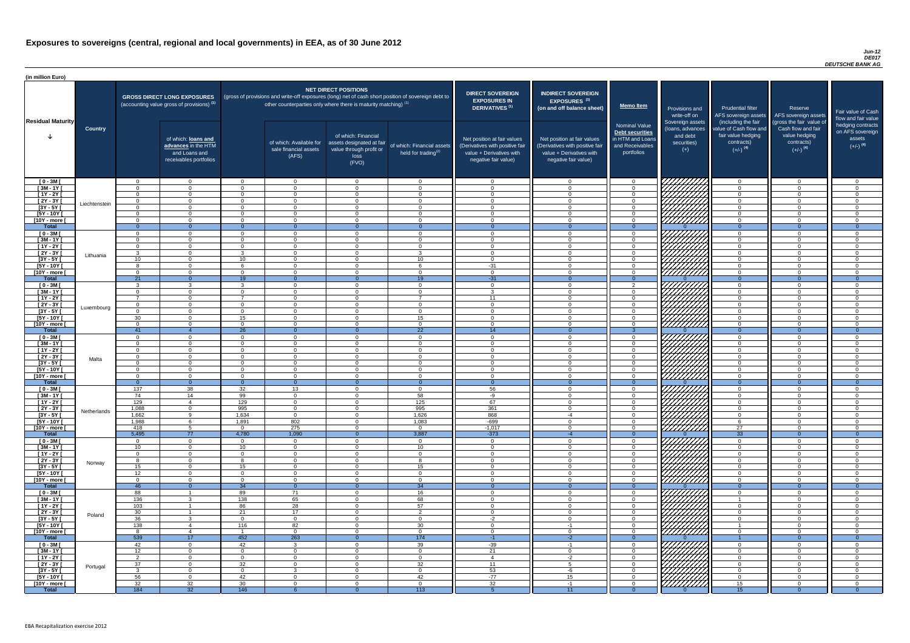# Exposures to sovereigns (central, regional and local governments) in EEA, as of 30 June 2012

*Jun-12*
*DE017*
*DEUTSCHE BANK AG*

(in million Euro)

| Residual Maturity | Country | GROSS DIRECT LONG EXPOSURES (accounting value gross of provisions) (1) | of which: loans and advances in the HTM and Loans and receivables portfolios | NET DIRECT POSITIONS (gross of provisions and write-off exposures (long) net of cash short position of sovereign debt to other counterparties only where there is maturity matching) (1) | of which: Available for sale financial assets (AFS) | of which: Financial assets designated at fair value through profit or loss (FVO) | of which: Financial assets held for trading (2) | DIRECT SOVEREIGN EXPOSURES IN DERIVATIVES (1) Net position at fair values (Derivatives with positive fair value + Derivatives with negative fair value) | INDIRECT SOVEREIGN EXPOSURES (3) (on and off balance sheet) Net position at fair values (Derivatives with positive fair value + Derivatives with negative fair value) | Memo Item Nominal Value Debt securities in HTM and Loans and Receivables portfolios | Provisions and write-off on Sovereign assets (loans, advances and debt securities) (+) | Prudential filter AFS sovereign assets (including the fair value of Cash flow and fair value hedging contracts) (+/-) (4) | Reserve AFS sovereign assets (gross the fair value of Cash flow and fair value hedging contracts) (+/-) (4) | Fair value of Cash flow and fair value hedging contracts on AFS sovereign assets (+/-) (4) |
|---|---|---|---|---|---|---|---|---|---|---|---|---|---|---|
| [ 0 - 3M [ | Liechtenstein | 0 | 0 | 0 | 0 | 0 | 0 | 0 | 0 | 0 | | 0 | 0 | 0 |
| [ 3M - 1Y [ | | 0 | 0 | 0 | 0 | 0 | 0 | 0 | 0 | 0 | | 0 | 0 | 0 |
| [ 1Y - 2Y [ | | 0 | 0 | 0 | 0 | 0 | 0 | 0 | 0 | 0 | | 0 | 0 | 0 |
| [ 2Y - 3Y [ | | 0 | 0 | 0 | 0 | 0 | 0 | 0 | 0 | 0 | | 0 | 0 | 0 |
| [3Y - 5Y [ | | 0 | 0 | 0 | 0 | 0 | 0 | 0 | 0 | 0 | | 0 | 0 | 0 |
| [5Y - 10Y [ | | 0 | 0 | 0 | 0 | 0 | 0 | 0 | 0 | 0 | | 0 | 0 | 0 |
| [10Y - more [ | | 0 | 0 | 0 | 0 | 0 | 0 | 0 | 0 | 0 | | 0 | 0 | 0 |
| **Total** | | 0 | 0 | 0 | 0 | 0 | 0 | 0 | 0 | 0 | 0 | 0 | 0 | 0 |
| [ 0 - 3M [ | Lithuania | 0 | 0 | 0 | 0 | 0 | 0 | 0 | 0 | 0 | | 0 | 0 | 0 |
| [ 3M - 1Y [ | | 0 | 0 | 0 | 0 | 0 | 0 | 0 | 0 | 0 | | 0 | 0 | 0 |
| [ 1Y - 2Y [ | | 0 | 0 | 0 | 0 | 0 | 0 | 0 | 0 | 0 | | 0 | 0 | 0 |
| [ 2Y - 3Y [ | | 3 | 0 | 3 | 0 | 0 | 3 | 0 | 0 | 0 | | 0 | 0 | 0 |
| [3Y - 5Y [ | | 10 | 0 | 10 | 0 | 0 | 10 | 0 | 0 | 0 | | 0 | 0 | 0 |
| [5Y - 10Y [ | | 8 | 0 | 6 | 0 | 0 | 6 | -31 | 0 | 0 | | 0 | 0 | 0 |
| [10Y - more [ | | 0 | 0 | 0 | 0 | 0 | 0 | 0 | 0 | 0 | | 0 | 0 | 0 |
| **Total** | | 21 | 0 | 19 | 0 | 0 | 19 | -31 | 0 | 0 | 0 | 0 | 0 | 0 |
| [ 0 - 3M [ | Luxembourg | 3 | 3 | 3 | 0 | 0 | 0 | 0 | 0 | 2 | | 0 | 0 | 0 |
| [ 3M - 1Y [ | | 0 | 0 | 0 | 0 | 0 | 0 | 3 | 0 | 0 | | 0 | 0 | 0 |
| [ 1Y - 2Y [ | | 7 | 0 | 7 | 0 | 0 | 7 | 11 | 0 | 0 | | 0 | 0 | 0 |
| [ 2Y - 3Y [ | | 0 | 0 | 0 | 0 | 0 | 0 | 0 | 0 | 0 | | 0 | 0 | 0 |
| [3Y - 5Y [ | | 0 | 0 | 0 | 0 | 0 | 0 | 0 | 0 | 0 | | 0 | 0 | 0 |
| [5Y - 10Y [ | | 30 | 0 | 15 | 0 | 0 | 15 | 0 | 0 | 0 | | 0 | 0 | 0 |
| [10Y - more [ | | 0 | 0 | 0 | 0 | 0 | 0 | 0 | 0 | 0 | | 0 | 0 | 0 |
| **Total** | | 41 | 4 | 26 | 0 | 0 | 22 | 14 | 0 | 3 | 0 | 0 | 0 | 0 |
| [ 0 - 3M [ | Malta | 0 | 0 | 0 | 0 | 0 | 0 | 0 | 0 | 0 | | 0 | 0 | 0 |
| [ 3M - 1Y [ | | 0 | 0 | 0 | 0 | 0 | 0 | 0 | 0 | 0 | | 0 | 0 | 0 |
| [ 1Y - 2Y [ | | 0 | 0 | 0 | 0 | 0 | 0 | 0 | 0 | 0 | | 0 | 0 | 0 |
| [ 2Y - 3Y [ | | 0 | 0 | 0 | 0 | 0 | 0 | 0 | 0 | 0 | | 0 | 0 | 0 |
| [3Y - 5Y [ | | 0 | 0 | 0 | 0 | 0 | 0 | 0 | 0 | 0 | | 0 | 0 | 0 |
| [5Y - 10Y [ | | 0 | 0 | 0 | 0 | 0 | 0 | 0 | 0 | 0 | | 0 | 0 | 0 |
| [10Y - more [ | | 0 | 0 | 0 | 0 | 0 | 0 | 0 | 0 | 0 | | 0 | 0 | 0 |
| **Total** | | 0 | 0 | 0 | 0 | 0 | 0 | 0 | 0 | 0 | 0 | 0 | 0 | 0 |
| [ 0 - 3M [ | Netherlands | 137 | 38 | 32 | 13 | 0 | 0 | 56 | 0 | 0 | | 0 | 0 | 0 |
| [ 3M - 1Y [ | | 74 | 14 | 99 | 0 | 0 | 58 | -9 | 0 | 0 | | 0 | 0 | 0 |
| [ 1Y - 2Y [ | | 129 | 4 | 129 | 0 | 0 | 125 | 67 | 0 | 0 | | 0 | 0 | 0 |
| [ 2Y - 3Y [ | | 1,088 | 0 | 995 | 0 | 0 | 995 | 361 | 0 | 0 | | 0 | 0 | 0 |
| [3Y - 5Y [ | | 1,662 | 9 | 1,634 | 0 | 0 | 1,626 | 868 | -4 | 0 | | 0 | 0 | 0 |
| [5Y - 10Y [ | | 1,988 | 6 | 1,891 | 802 | 0 | 1,083 | -699 | 0 | 0 | | 6 | 0 | 0 |
| [10Y - more [ | | 418 | 5 | 0 | 275 | 0 | 0 | -1,017 | 0 | 0 | | 27 | 0 | 0 |
| **Total** | | 5,495 | 77 | 4,780 | 1,090 | 0 | 3,887 | -373 | -4 | 0 | 0 | 33 | 0 | 0 |
| [ 0 - 3M [ | Norway | 0 | 0 | 0 | 0 | 0 | 0 | 0 | 0 | 0 | | 0 | 0 | 0 |
| [ 3M - 1Y [ | | 10 | 0 | 10 | 0 | 0 | 10 | 0 | 0 | 0 | | 0 | 0 | 0 |
| [ 1Y - 2Y [ | | 0 | 0 | 0 | 0 | 0 | 0 | 0 | 0 | 0 | | 0 | 0 | 0 |
| [ 2Y - 3Y [ | | 8 | 0 | 8 | 0 | 0 | 8 | 0 | 0 | 0 | | 0 | 0 | 0 |
| [3Y - 5Y [ | | 15 | 0 | 15 | 0 | 0 | 15 | 0 | 0 | 0 | | 0 | 0 | 0 |
| [5Y - 10Y [ | | 12 | 0 | 0 | 0 | 0 | 0 | 0 | 0 | 0 | | 0 | 0 | 0 |
| [10Y - more [ | | 0 | 0 | 0 | 0 | 0 | 0 | 0 | 0 | 0 | | 0 | 0 | 0 |
| **Total** | | 46 | 0 | 34 | 0 | 0 | 34 | 0 | 0 | 0 | 0 | 0 | 0 | 0 |
| [ 0 - 3M [ | Poland | 88 | 1 | 89 | 71 | 0 | 16 | 0 | 0 | 0 | | 0 | 0 | 0 |
| [ 3M - 1Y [ | | 136 | 3 | 138 | 65 | 0 | 68 | 0 | 0 | 0 | | 1 | 0 | 0 |
| [ 1Y - 2Y [ | | 103 | 1 | 86 | 28 | 0 | 57 | 0 | 0 | 0 | | 0 | 0 | 0 |
| [ 2Y - 3Y [ | | 30 | 1 | 21 | 17 | 0 | 2 | 0 | 0 | 0 | | 0 | 0 | 0 |
| [3Y - 5Y [ | | 36 | 3 | 0 | 0 | 0 | 0 | -2 | 0 | 0 | | 0 | 0 | 0 |
| [5Y - 10Y [ | | 138 | 4 | 116 | 82 | 0 | 30 | 0 | -1 | 0 | | 1 | 0 | 0 |
| [10Y - more [ | | 8 | 4 | 1 | 0 | 0 | 0 | 0 | 0 | 0 | | 0 | 0 | 0 |
| **Total** | | 539 | 17 | 452 | 263 | 0 | 174 | -1 | -2 | 0 | 0 | 1 | 0 | 0 |
| [ 0 - 3M [ | Portugal | 42 | 0 | 42 | 3 | 0 | 39 | -39 | -1 | 0 | | 0 | 0 | 0 |
| [ 3M - 1Y [ | | 12 | 0 | 0 | 0 | 0 | 0 | 21 | 0 | 0 | | 0 | 0 | 0 |
| [ 1Y - 2Y [ | | 2 | 0 | 0 | 0 | 0 | 0 | 4 | -2 | 0 | | 0 | 0 | 0 |
| [ 2Y - 3Y [ | | 37 | 0 | 32 | 0 | 0 | 32 | 11 | 5 | 0 | | 0 | 0 | 0 |
| [3Y - 5Y [ | | 3 | 0 | 0 | 3 | 0 | 0 | 53 | -6 | 0 | | 0 | 0 | 0 |
| [5Y - 10Y [ | | 56 | 0 | 42 | 0 | 0 | 42 | -77 | 15 | 0 | | 0 | 0 | 0 |
| [10Y - more [ | | 32 | 32 | 30 | 0 | 0 | 0 | 32 | -1 | 0 | | 15 | 0 | 0 |
| **Total** | | 184 | 32 | 146 | 6 | 0 | 113 | 5 | 11 | 0 | 0 | 15 | 0 | 0 |

EBA Recapitalization exercise 2012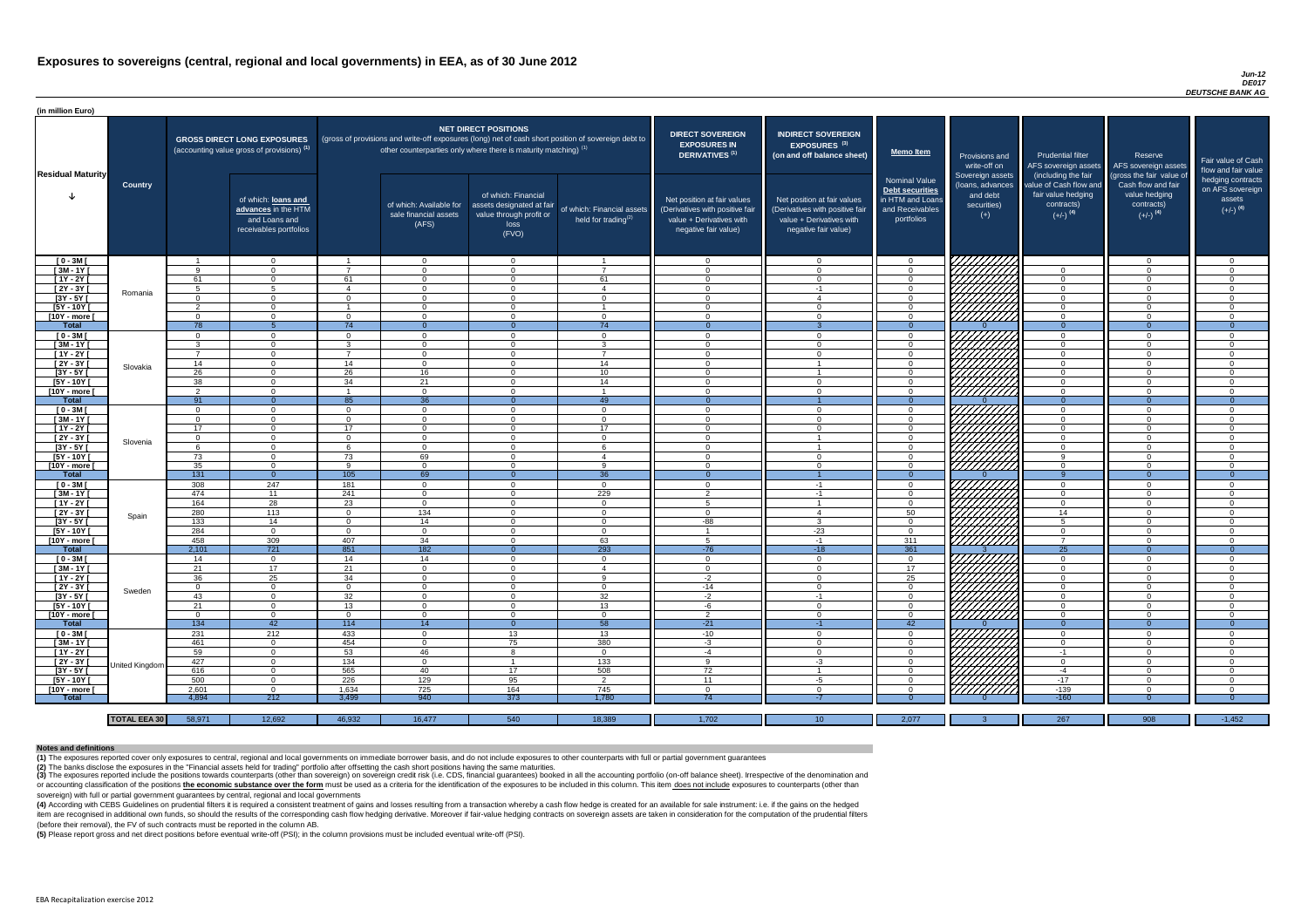# Exposures to sovereigns (central, regional and local governments) in EEA, as of 30 June 2012

*Jun-12*
*DE017*
*DEUTSCHE BANK AG*

(in million Euro)

| Residual Maturity | Country | GROSS DIRECT LONG EXPOSURES (accounting value gross of provisions) (1) | of which: loans and advances in the HTM and Loans and receivables portfolios | NET DIRECT POSITIONS (gross of provisions and write-off exposures (long) net of cash short position of sovereign debt to other counterparties only where there is maturity matching) (1) | of which: Available for sale financial assets (AFS) | of which: Financial assets designated at fair value through profit or loss (FVO) | of which: Financial assets held for trading (2) | DIRECT SOVEREIGN EXPOSURES IN DERIVATIVES (1) Net position at fair values (Derivatives with positive fair value + Derivatives with negative fair value) | INDIRECT SOVEREIGN EXPOSURES (3) (on and off balance sheet) Net position at fair values (Derivatives with positive fair value + Derivatives with negative fair value) | Memo Item: Nominal Value Debt securities in HTM and Loans and Receivables portfolios | Provisions and write-off on Sovereign assets (loans, advances and debt securities) (+) | Prudential filter AFS sovereign assets (including the fair value of Cash flow and fair value hedging contracts) (+/-) (4) | Reserve AFS sovereign assets (gross the fair value of Cash flow and fair value hedging contracts) (+/-) (4) | Fair value of Cash flow and fair value hedging contracts on AFS sovereign assets (+/-) (4) |
|---|---|---|---|---|---|---|---|---|---|---|---|---|---|---|
| [ 0 - 3M [ | Romania | 1 | 0 | 1 | 0 | 0 | 1 | 0 | 0 | 0 | | | 0 | 0 |
| [ 3M - 1Y [ | | 9 | 0 | 7 | 0 | 0 | 7 | 0 | 0 | 0 | | 0 | 0 | 0 |
| [ 1Y - 2Y [ | | 61 | 0 | 61 | 0 | 0 | 61 | 0 | 0 | 0 | | 0 | 0 | 0 |
| [ 2Y - 3Y [ | | 5 | 5 | 4 | 0 | 0 | 4 | 0 | -1 | 0 | | 0 | 0 | 0 |
| [3Y - 5Y [ | | 0 | 0 | 0 | 0 | 0 | 0 | 0 | 4 | 0 | | 0 | 0 | 0 |
| [5Y - 10Y [ | | 2 | 0 | 1 | 0 | 0 | 1 | 0 | 0 | 0 | | 0 | 0 | 0 |
| [10Y - more [ | | 0 | 0 | 0 | 0 | 0 | 0 | 0 | 0 | 0 | | 0 | 0 | 0 |
| **Total** | | 78 | 5 | 74 | 0 | 0 | 74 | 0 | 3 | 0 | 0 | 0 | 0 | 0 |
| [ 0 - 3M [ | Slovakia | 0 | 0 | 0 | 0 | 0 | 0 | 0 | 0 | 0 | | 0 | 0 | 0 |
| [ 3M - 1Y [ | | 3 | 0 | 3 | 0 | 0 | 3 | 0 | 0 | 0 | | 0 | 0 | 0 |
| [ 1Y - 2Y [ | | 7 | 0 | 7 | 0 | 0 | 7 | 0 | 0 | 0 | | 0 | 0 | 0 |
| [ 2Y - 3Y [ | | 14 | 0 | 14 | 0 | 0 | 14 | 0 | 1 | 0 | | 0 | 0 | 0 |
| [3Y - 5Y [ | | 26 | 0 | 26 | 16 | 0 | 10 | 0 | 1 | 0 | | 0 | 0 | 0 |
| [5Y - 10Y [ | | 38 | 0 | 34 | 21 | 0 | 14 | 0 | 0 | 0 | | 0 | 0 | 0 |
| [10Y - more [ | | 2 | 0 | 1 | 0 | 0 | 1 | 0 | 0 | 0 | | 0 | 0 | 0 |
| **Total** | | 91 | 0 | 85 | 36 | 0 | 49 | 0 | 1 | 0 | 0 | 0 | 0 | 0 |
| [ 0 - 3M [ | Slovenia | 0 | 0 | 0 | 0 | 0 | 0 | 0 | 0 | 0 | | 0 | 0 | 0 |
| [ 3M - 1Y [ | | 0 | 0 | 0 | 0 | 0 | 0 | 0 | 0 | 0 | | 0 | 0 | 0 |
| [ 1Y - 2Y [ | | 17 | 0 | 17 | 0 | 0 | 17 | 0 | 0 | 0 | | 0 | 0 | 0 |
| [ 2Y - 3Y [ | | 0 | 0 | 0 | 0 | 0 | 0 | 0 | 1 | 0 | | 0 | 0 | 0 |
| [3Y - 5Y [ | | 6 | 0 | 6 | 0 | 0 | 6 | 0 | 1 | 0 | | 0 | 0 | 0 |
| [5Y - 10Y [ | | 73 | 0 | 73 | 69 | 0 | 4 | 0 | 0 | 0 | | 9 | 0 | 0 |
| [10Y - more [ | | 35 | 0 | 9 | 0 | 0 | 9 | 0 | 0 | 0 | | 0 | 0 | 0 |
| **Total** | | 131 | 0 | 105 | 69 | 0 | 36 | 0 | 1 | 0 | 0 | 9 | 0 | 0 |
| [ 0 - 3M [ | Spain | 308 | 247 | 181 | 0 | 0 | 0 | 0 | -1 | 0 | | 0 | 0 | 0 |
| [ 3M - 1Y [ | | 474 | 11 | 241 | 0 | 0 | 229 | 2 | -1 | 0 | | 0 | 0 | 0 |
| [ 1Y - 2Y [ | | 164 | 28 | 23 | 0 | 0 | 0 | 5 | 1 | 0 | | 0 | 0 | 0 |
| [ 2Y - 3Y [ | | 280 | 113 | 0 | 134 | 0 | 0 | 0 | 4 | 50 | | 14 | 0 | 0 |
| [3Y - 5Y [ | | 133 | 14 | 0 | 14 | 0 | 0 | -88 | 3 | 0 | | 5 | 0 | 0 |
| [5Y - 10Y [ | | 284 | 0 | 0 | 0 | 0 | 0 | 1 | -23 | 0 | | 0 | 0 | 0 |
| [10Y - more [ | | 458 | 309 | 407 | 34 | 0 | 63 | 5 | -1 | 311 | | 7 | 0 | 0 |
| **Total** | | 2,101 | 721 | 851 | 182 | 0 | 293 | -76 | -18 | 361 | 3 | 25 | 0 | 0 |
| [ 0 - 3M [ | Sweden | 14 | 0 | 14 | 14 | 0 | 0 | 0 | 0 | 0 | | 0 | 0 | 0 |
| [ 3M - 1Y [ | | 21 | 17 | 21 | 0 | 0 | 4 | 0 | 0 | 17 | | 0 | 0 | 0 |
| [ 1Y - 2Y [ | | 36 | 25 | 34 | 0 | 0 | 9 | -2 | 0 | 25 | | 0 | 0 | 0 |
| [ 2Y - 3Y [ | | 0 | 0 | 0 | 0 | 0 | 0 | -14 | 0 | 0 | | 0 | 0 | 0 |
| [3Y - 5Y [ | | 43 | 0 | 32 | 0 | 0 | 32 | -2 | -1 | 0 | | 0 | 0 | 0 |
| [5Y - 10Y [ | | 21 | 0 | 13 | 0 | 0 | 13 | -6 | 0 | 0 | | 0 | 0 | 0 |
| [10Y - more [ | | 0 | 0 | 0 | 0 | 0 | 0 | 2 | 0 | 0 | | 0 | 0 | 0 |
| **Total** | | 134 | 42 | 114 | 14 | 0 | 58 | -21 | -1 | 42 | 0 | 0 | 0 | 0 |
| [ 0 - 3M [ | United Kingdom | 231 | 212 | 433 | 0 | 13 | 13 | -10 | 0 | 0 | | 0 | 0 | 0 |
| [ 3M - 1Y [ | | 461 | 0 | 454 | 0 | 75 | 380 | -3 | 0 | 0 | | 0 | 0 | 0 |
| [ 1Y - 2Y [ | | 59 | 0 | 53 | 46 | 8 | 0 | -4 | 0 | 0 | | -1 | 0 | 0 |
| [ 2Y - 3Y [ | | 427 | 0 | 134 | 0 | 1 | 133 | 9 | -3 | 0 | | 0 | 0 | 0 |
| [3Y - 5Y [ | | 616 | 0 | 565 | 40 | 17 | 508 | 72 | 1 | 0 | | -4 | 0 | 0 |
| [5Y - 10Y [ | | 500 | 0 | 226 | 129 | 95 | 2 | 11 | -5 | 0 | | -17 | 0 | 0 |
| [10Y - more [ | | 2,601 | 0 | 1,634 | 725 | 164 | 745 | 0 | 0 | 0 | | -139 | 0 | 0 |
| **Total** | | 4,894 | 212 | 3,499 | 940 | 373 | 1,780 | 74 | -7 | 0 | 0 | -160 | 0 | 0 |
| | **TOTAL EEA 30** | 58,971 | 12,692 | 46,932 | 16,477 | 540 | 18,389 | 1,702 | 10 | 2,077 | 3 | 267 | 908 | -1,452 |

**Notes and definitions**

**(1)** The exposures reported cover only exposures to central, regional and local governments on immediate borrower basis, and do not include exposures to other counterparties with full or partial government guarantees

**(2)** The banks disclose the exposures in the "Financial assets held for trading" portfolio after offsetting the cash short positions having the same maturities.

**(3)** The exposures reported include the positions towards counterparts (other than sovereign) on sovereign credit risk (i.e. CDS, financial guarantees) booked in all the accounting portfolio (on-off balance sheet). Irrespective of the denomination and or accounting classification of the positions **the economic substance over the form** must be used as a criteria for the identification of the exposures to be included in this column. This item does not include exposures to counterparts (other than sovereign) with full or partial government guarantees by central, regional and local governments

**(4)** According with CEBS Guidelines on prudential filters it is required a consistent treatment of gains and losses resulting from a transaction whereby a cash flow hedge is created for an available for sale instrument: i.e. if the gains on the hedged item are recognised in additional own funds, so should the results of the corresponding cash flow hedging derivative. Moreover if fair-value hedging contracts on sovereign assets are taken in consideration for the computation of the prudential filters (before their removal), the FV of such contracts must be reported in the column AB.

**(5)** Please report gross and net direct positions before eventual write-off (PSI); in the column provisions must be included eventual write-off (PSI).